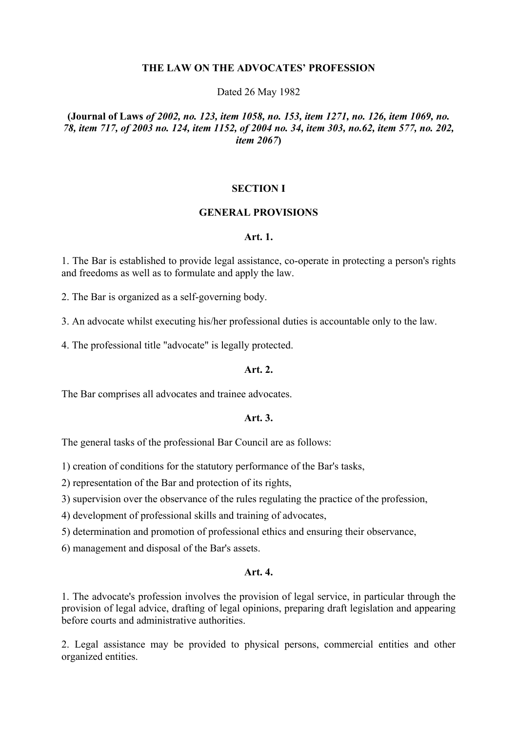# THE LAW ON THE ADVOCATES' PROFESSION

Dated 26 May 1982

**(Journal of Laws** ***of 2002, no. 123, item 1058, no. 153, item 1271, no. 126, item 1069, no. 78, item 717, of 2003 no. 124, item 1152, of 2004 no. 34, item 303, no.62, item 577, no. 202, item 2067*****)**

## SECTION I

## GENERAL PROVISIONS

### Art. 1.

1. The Bar is established to provide legal assistance, co-operate in protecting a person's rights and freedoms as well as to formulate and apply the law.

2. The Bar is organized as a self-governing body.

3. An advocate whilst executing his/her professional duties is accountable only to the law.

4. The professional title "advocate" is legally protected.

### Art. 2.

The Bar comprises all advocates and trainee advocates.

### Art. 3.

The general tasks of the professional Bar Council are as follows:

1) creation of conditions for the statutory performance of the Bar's tasks,

2) representation of the Bar and protection of its rights,

3) supervision over the observance of the rules regulating the practice of the profession,

4) development of professional skills and training of advocates,

5) determination and promotion of professional ethics and ensuring their observance,

6) management and disposal of the Bar's assets.

### Art. 4.

1. The advocate's profession involves the provision of legal service, in particular through the provision of legal advice, drafting of legal opinions, preparing draft legislation and appearing before courts and administrative authorities.

2. Legal assistance may be provided to physical persons, commercial entities and other organized entities.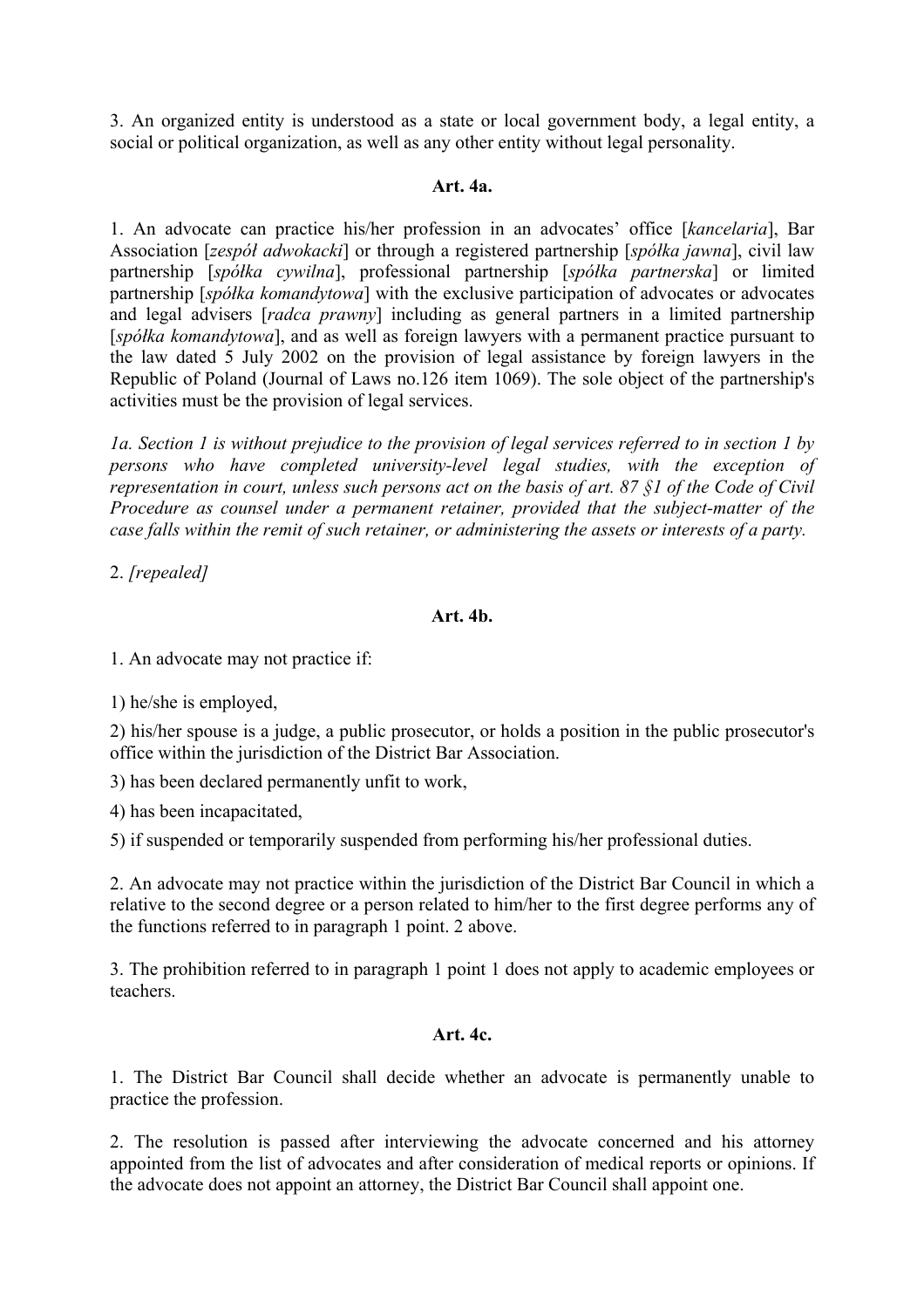3. An organized entity is understood as a state or local government body, a legal entity, a social or political organization, as well as any other entity without legal personality.

### Art. 4a.

1. An advocate can practice his/her profession in an advocates' office [*kancelaria*], Bar Association [*zespół adwokacki*] or through a registered partnership [*spółka jawna*], civil law partnership [*spółka cywilna*], professional partnership [*spółka partnerska*] or limited partnership [*spółka komandytowa*] with the exclusive participation of advocates or advocates and legal advisers [*radca prawny*] including as general partners in a limited partnership [*spółka komandytowa*], and as well as foreign lawyers with a permanent practice pursuant to the law dated 5 July 2002 on the provision of legal assistance by foreign lawyers in the Republic of Poland (Journal of Laws no.126 item 1069). The sole object of the partnership's activities must be the provision of legal services.

*1a. Section 1 is without prejudice to the provision of legal services referred to in section 1 by persons who have completed university-level legal studies, with the exception of representation in court, unless such persons act on the basis of art. 87 §1 of the Code of Civil Procedure as counsel under a permanent retainer, provided that the subject-matter of the case falls within the remit of such retainer, or administering the assets or interests of a party.*

2. *[repealed]*

### Art. 4b.

1. An advocate may not practice if:

1) he/she is employed,

2) his/her spouse is a judge, a public prosecutor, or holds a position in the public prosecutor's office within the jurisdiction of the District Bar Association.

3) has been declared permanently unfit to work,

4) has been incapacitated,

5) if suspended or temporarily suspended from performing his/her professional duties.

2. An advocate may not practice within the jurisdiction of the District Bar Council in which a relative to the second degree or a person related to him/her to the first degree performs any of the functions referred to in paragraph 1 point. 2 above.

3. The prohibition referred to in paragraph 1 point 1 does not apply to academic employees or teachers.

### Art. 4c.

1. The District Bar Council shall decide whether an advocate is permanently unable to practice the profession.

2. The resolution is passed after interviewing the advocate concerned and his attorney appointed from the list of advocates and after consideration of medical reports or opinions. If the advocate does not appoint an attorney, the District Bar Council shall appoint one.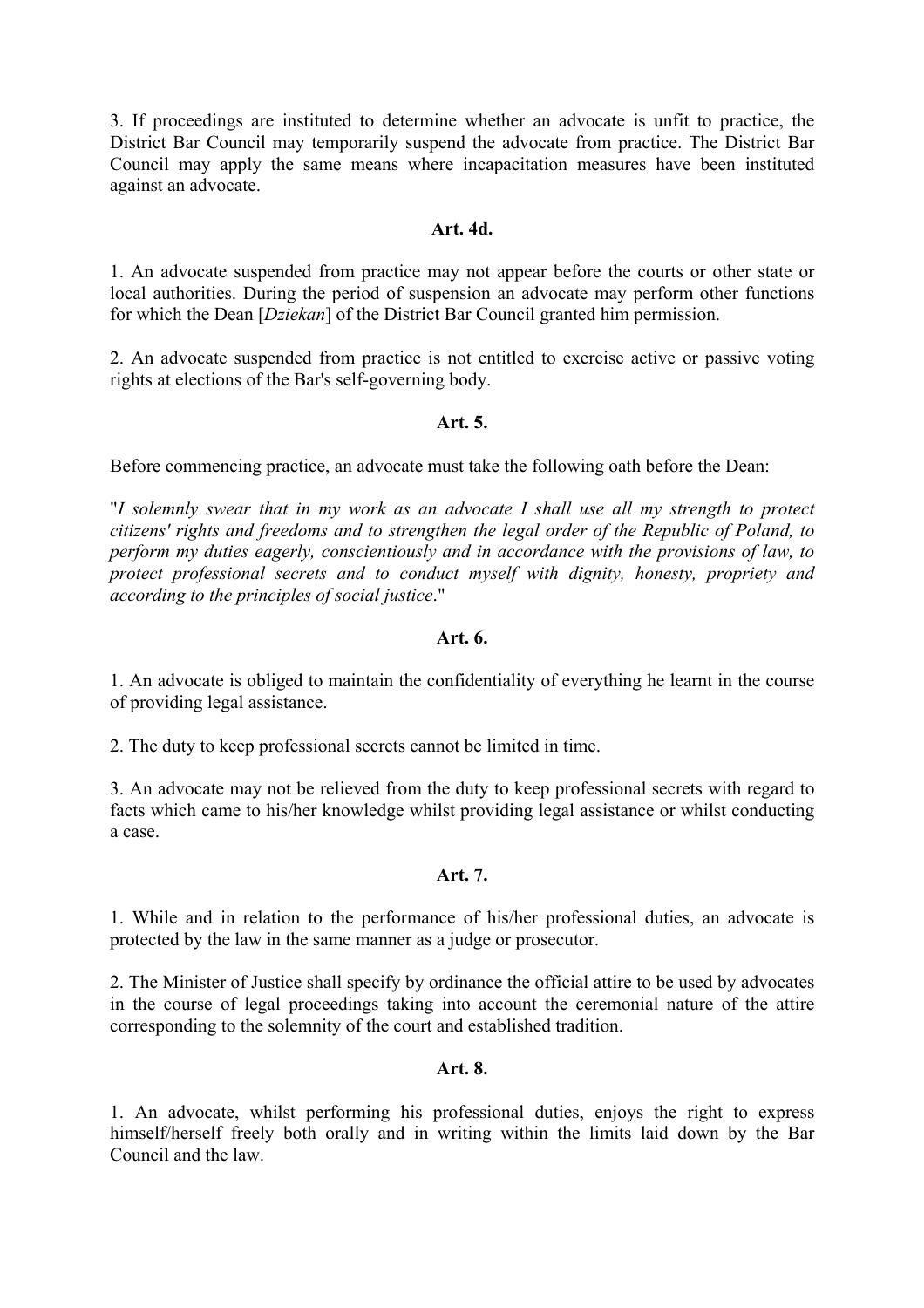3. If proceedings are instituted to determine whether an advocate is unfit to practice, the District Bar Council may temporarily suspend the advocate from practice. The District Bar Council may apply the same means where incapacitation measures have been instituted against an advocate.

### Art. 4d.

1. An advocate suspended from practice may not appear before the courts or other state or local authorities. During the period of suspension an advocate may perform other functions for which the Dean [*Dziekan*] of the District Bar Council granted him permission.

2. An advocate suspended from practice is not entitled to exercise active or passive voting rights at elections of the Bar's self-governing body.

### Art. 5.

Before commencing practice, an advocate must take the following oath before the Dean:

"*I solemnly swear that in my work as an advocate I shall use all my strength to protect citizens' rights and freedoms and to strengthen the legal order of the Republic of Poland, to perform my duties eagerly, conscientiously and in accordance with the provisions of law, to protect professional secrets and to conduct myself with dignity, honesty, propriety and according to the principles of social justice*."

### Art. 6.

1. An advocate is obliged to maintain the confidentiality of everything he learnt in the course of providing legal assistance.

2. The duty to keep professional secrets cannot be limited in time.

3. An advocate may not be relieved from the duty to keep professional secrets with regard to facts which came to his/her knowledge whilst providing legal assistance or whilst conducting a case.

### Art. 7.

1. While and in relation to the performance of his/her professional duties, an advocate is protected by the law in the same manner as a judge or prosecutor.

2. The Minister of Justice shall specify by ordinance the official attire to be used by advocates in the course of legal proceedings taking into account the ceremonial nature of the attire corresponding to the solemnity of the court and established tradition.

### Art. 8.

1. An advocate, whilst performing his professional duties, enjoys the right to express himself/herself freely both orally and in writing within the limits laid down by the Bar Council and the law.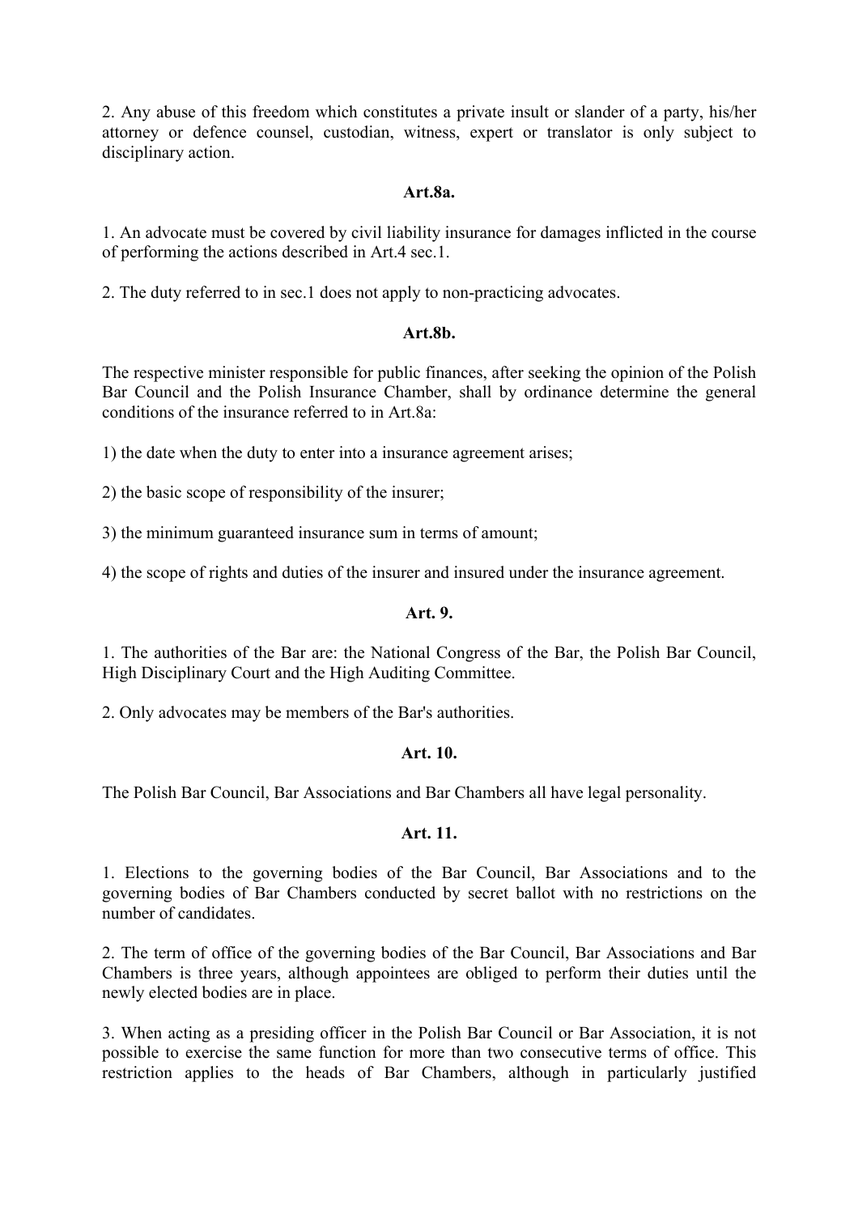2. Any abuse of this freedom which constitutes a private insult or slander of a party, his/her attorney or defence counsel, custodian, witness, expert or translator is only subject to disciplinary action.

**Art.8a.**

1. An advocate must be covered by civil liability insurance for damages inflicted in the course of performing the actions described in Art.4 sec.1.

2. The duty referred to in sec.1 does not apply to non-practicing advocates.

**Art.8b.**

The respective minister responsible for public finances, after seeking the opinion of the Polish Bar Council and the Polish Insurance Chamber, shall by ordinance determine the general conditions of the insurance referred to in Art.8a:

1) the date when the duty to enter into a insurance agreement arises;

2) the basic scope of responsibility of the insurer;

3) the minimum guaranteed insurance sum in terms of amount;

4) the scope of rights and duties of the insurer and insured under the insurance agreement.

**Art. 9.**

1. The authorities of the Bar are: the National Congress of the Bar, the Polish Bar Council, High Disciplinary Court and the High Auditing Committee.

2. Only advocates may be members of the Bar's authorities.

**Art. 10.**

The Polish Bar Council, Bar Associations and Bar Chambers all have legal personality.

**Art. 11.**

1. Elections to the governing bodies of the Bar Council, Bar Associations and to the governing bodies of Bar Chambers conducted by secret ballot with no restrictions on the number of candidates.

2. The term of office of the governing bodies of the Bar Council, Bar Associations and Bar Chambers is three years, although appointees are obliged to perform their duties until the newly elected bodies are in place.

3. When acting as a presiding officer in the Polish Bar Council or Bar Association, it is not possible to exercise the same function for more than two consecutive terms of office. This restriction applies to the heads of Bar Chambers, although in particularly justified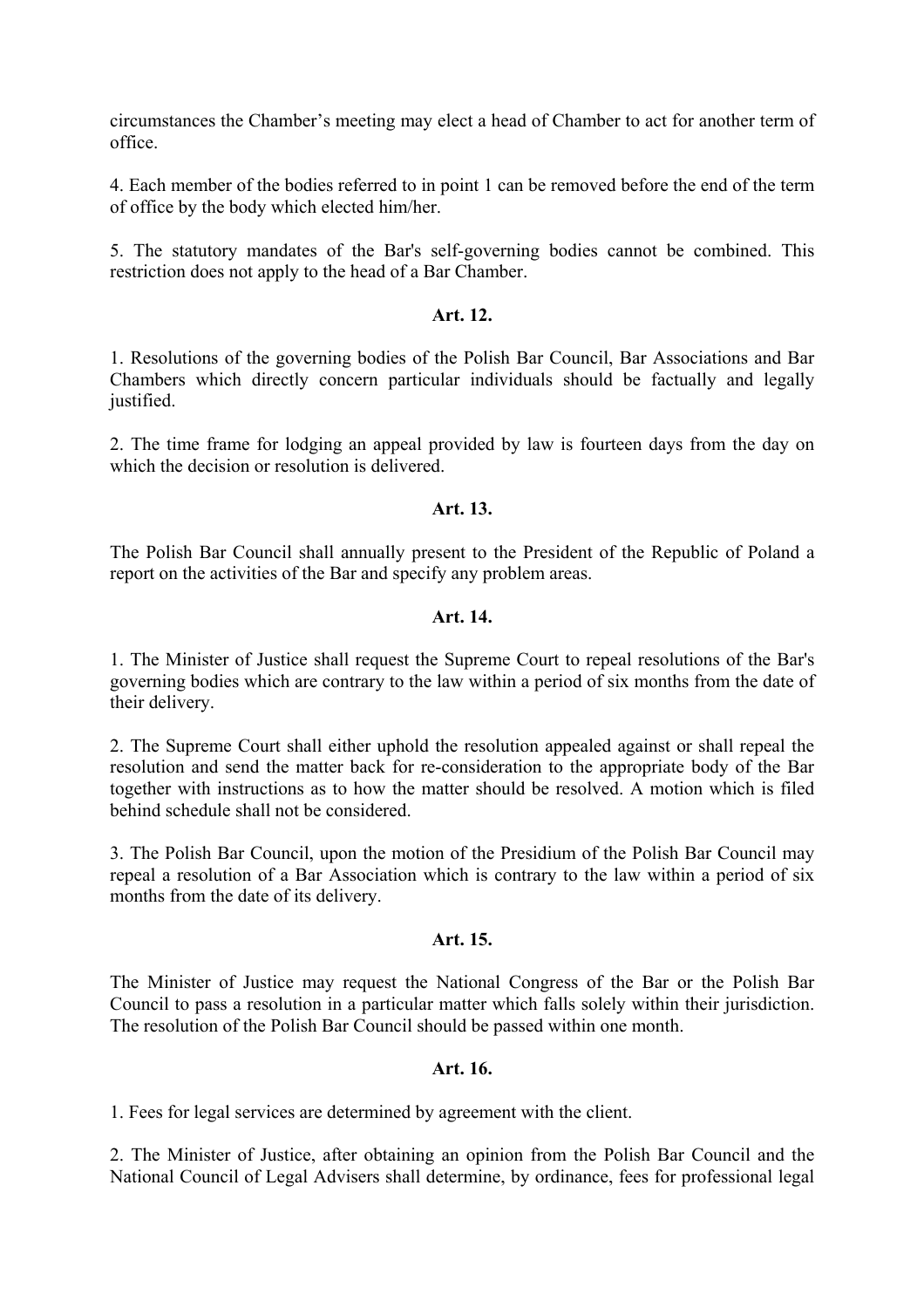circumstances the Chamber's meeting may elect a head of Chamber to act for another term of office.

4. Each member of the bodies referred to in point 1 can be removed before the end of the term of office by the body which elected him/her.

5. The statutory mandates of the Bar's self-governing bodies cannot be combined. This restriction does not apply to the head of a Bar Chamber.

**Art. 12.**

1. Resolutions of the governing bodies of the Polish Bar Council, Bar Associations and Bar Chambers which directly concern particular individuals should be factually and legally justified.

2. The time frame for lodging an appeal provided by law is fourteen days from the day on which the decision or resolution is delivered.

**Art. 13.**

The Polish Bar Council shall annually present to the President of the Republic of Poland a report on the activities of the Bar and specify any problem areas.

**Art. 14.**

1. The Minister of Justice shall request the Supreme Court to repeal resolutions of the Bar's governing bodies which are contrary to the law within a period of six months from the date of their delivery.

2. The Supreme Court shall either uphold the resolution appealed against or shall repeal the resolution and send the matter back for re-consideration to the appropriate body of the Bar together with instructions as to how the matter should be resolved. A motion which is filed behind schedule shall not be considered.

3. The Polish Bar Council, upon the motion of the Presidium of the Polish Bar Council may repeal a resolution of a Bar Association which is contrary to the law within a period of six months from the date of its delivery.

**Art. 15.**

The Minister of Justice may request the National Congress of the Bar or the Polish Bar Council to pass a resolution in a particular matter which falls solely within their jurisdiction. The resolution of the Polish Bar Council should be passed within one month.

**Art. 16.**

1. Fees for legal services are determined by agreement with the client.

2. The Minister of Justice, after obtaining an opinion from the Polish Bar Council and the National Council of Legal Advisers shall determine, by ordinance, fees for professional legal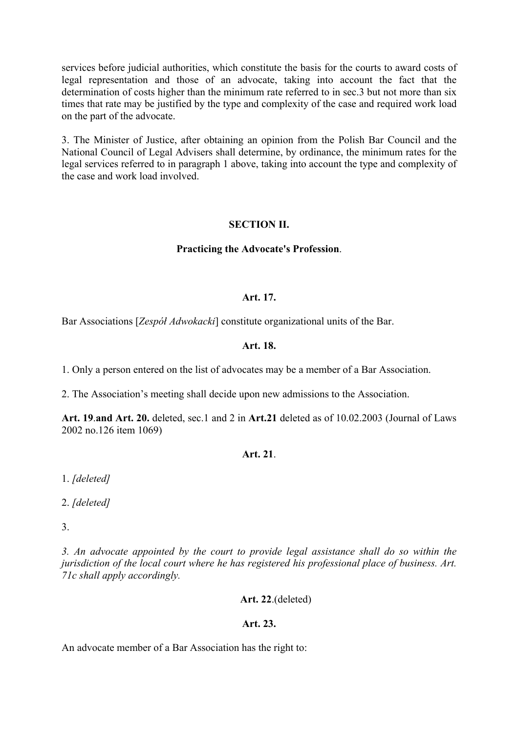services before judicial authorities, which constitute the basis for the courts to award costs of legal representation and those of an advocate, taking into account the fact that the determination of costs higher than the minimum rate referred to in sec.3 but not more than six times that rate may be justified by the type and complexity of the case and required work load on the part of the advocate.

3. The Minister of Justice, after obtaining an opinion from the Polish Bar Council and the National Council of Legal Advisers shall determine, by ordinance, the minimum rates for the legal services referred to in paragraph 1 above, taking into account the type and complexity of the case and work load involved.

## SECTION II.

### Practicing the Advocate's Profession.

**Art. 17.**

Bar Associations [*Zespół Adwokacki*] constitute organizational units of the Bar.

**Art. 18.**

1. Only a person entered on the list of advocates may be a member of a Bar Association.

2. The Association's meeting shall decide upon new admissions to the Association.

**Art. 19**.**and Art. 20.** deleted, sec.1 and 2 in **Art.21** deleted as of 10.02.2003 (Journal of Laws 2002 no.126 item 1069)

**Art. 21**.

1. *[deleted]*

2. *[deleted]*

3.

*3. An advocate appointed by the court to provide legal assistance shall do so within the jurisdiction of the local court where he has registered his professional place of business. Art. 71c shall apply accordingly.*

**Art. 22**.(deleted)

**Art. 23.**

An advocate member of a Bar Association has the right to: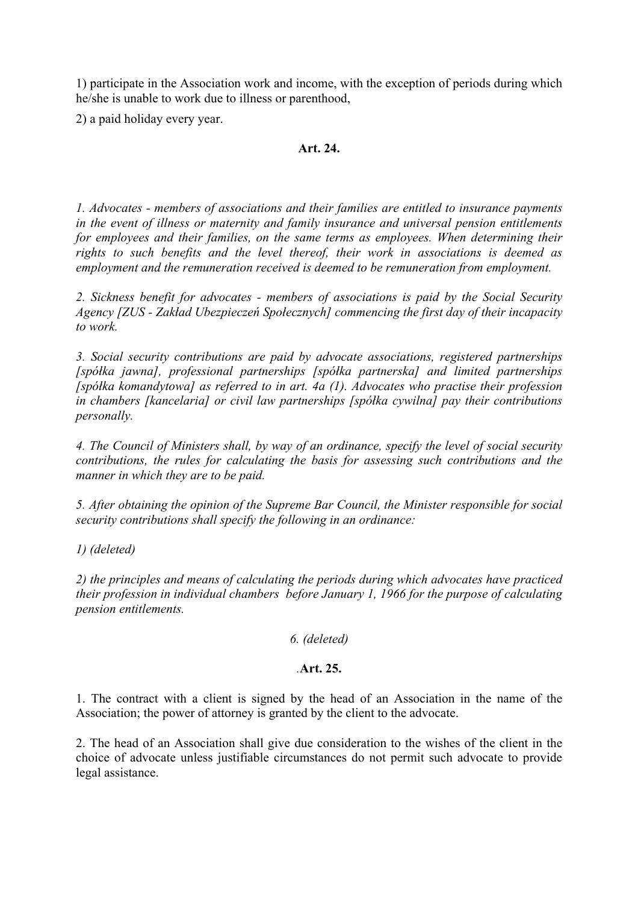1) participate in the Association work and income, with the exception of periods during which he/she is unable to work due to illness or parenthood,

2) a paid holiday every year.

**Art. 24.**

*1. Advocates - members of associations and their families are entitled to insurance payments in the event of illness or maternity and family insurance and universal pension entitlements for employees and their families, on the same terms as employees. When determining their rights to such benefits and the level thereof, their work in associations is deemed as employment and the remuneration received is deemed to be remuneration from employment.*

*2. Sickness benefit for advocates - members of associations is paid by the Social Security Agency [ZUS - Zakład Ubezpieczeń Społecznych] commencing the first day of their incapacity to work.*

*3. Social security contributions are paid by advocate associations, registered partnerships [spółka jawna], professional partnerships [spółka partnerska] and limited partnerships [spółka komandytowa] as referred to in art. 4a (1). Advocates who practise their profession in chambers [kancelaria] or civil law partnerships [spółka cywilna] pay their contributions personally.*

*4. The Council of Ministers shall, by way of an ordinance, specify the level of social security contributions, the rules for calculating the basis for assessing such contributions and the manner in which they are to be paid.*

*5. After obtaining the opinion of the Supreme Bar Council, the Minister responsible for social security contributions shall specify the following in an ordinance:*

*1) (deleted)*

*2) the principles and means of calculating the periods during which advocates have practiced their profession in individual chambers before January 1, 1966 for the purpose of calculating pension entitlements.*

*6. (deleted)*

.**Art. 25.**

1. The contract with a client is signed by the head of an Association in the name of the Association; the power of attorney is granted by the client to the advocate.

2. The head of an Association shall give due consideration to the wishes of the client in the choice of advocate unless justifiable circumstances do not permit such advocate to provide legal assistance.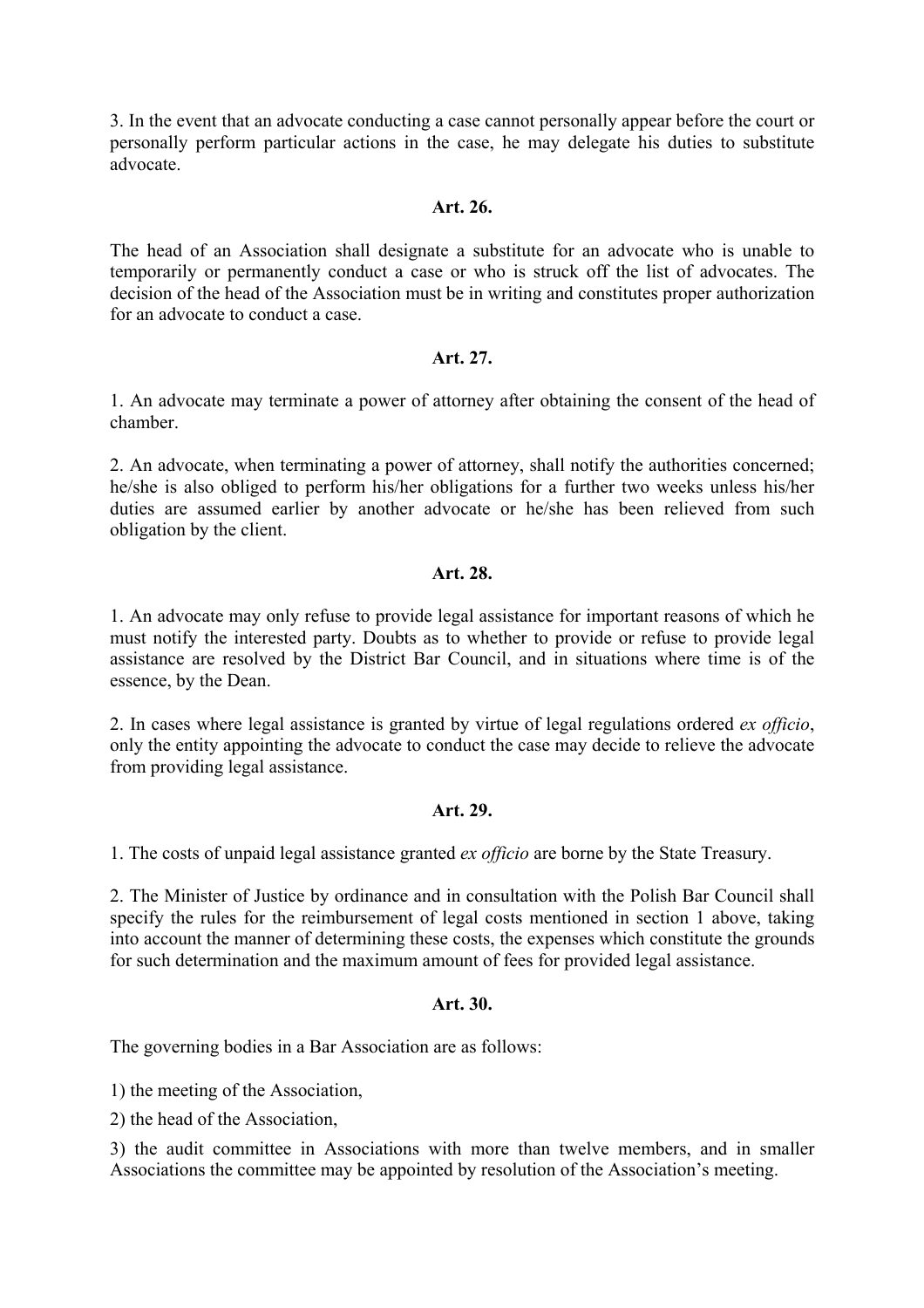3. In the event that an advocate conducting a case cannot personally appear before the court or personally perform particular actions in the case, he may delegate his duties to substitute advocate.

**Art. 26.**

The head of an Association shall designate a substitute for an advocate who is unable to temporarily or permanently conduct a case or who is struck off the list of advocates. The decision of the head of the Association must be in writing and constitutes proper authorization for an advocate to conduct a case.

**Art. 27.**

1. An advocate may terminate a power of attorney after obtaining the consent of the head of chamber.

2. An advocate, when terminating a power of attorney, shall notify the authorities concerned; he/she is also obliged to perform his/her obligations for a further two weeks unless his/her duties are assumed earlier by another advocate or he/she has been relieved from such obligation by the client.

**Art. 28.**

1. An advocate may only refuse to provide legal assistance for important reasons of which he must notify the interested party. Doubts as to whether to provide or refuse to provide legal assistance are resolved by the District Bar Council, and in situations where time is of the essence, by the Dean.

2. In cases where legal assistance is granted by virtue of legal regulations ordered *ex officio*, only the entity appointing the advocate to conduct the case may decide to relieve the advocate from providing legal assistance.

**Art. 29.**

1. The costs of unpaid legal assistance granted *ex officio* are borne by the State Treasury.

2. The Minister of Justice by ordinance and in consultation with the Polish Bar Council shall specify the rules for the reimbursement of legal costs mentioned in section 1 above, taking into account the manner of determining these costs, the expenses which constitute the grounds for such determination and the maximum amount of fees for provided legal assistance.

**Art. 30.**

The governing bodies in a Bar Association are as follows:

1) the meeting of the Association,

2) the head of the Association,

3) the audit committee in Associations with more than twelve members, and in smaller Associations the committee may be appointed by resolution of the Association's meeting.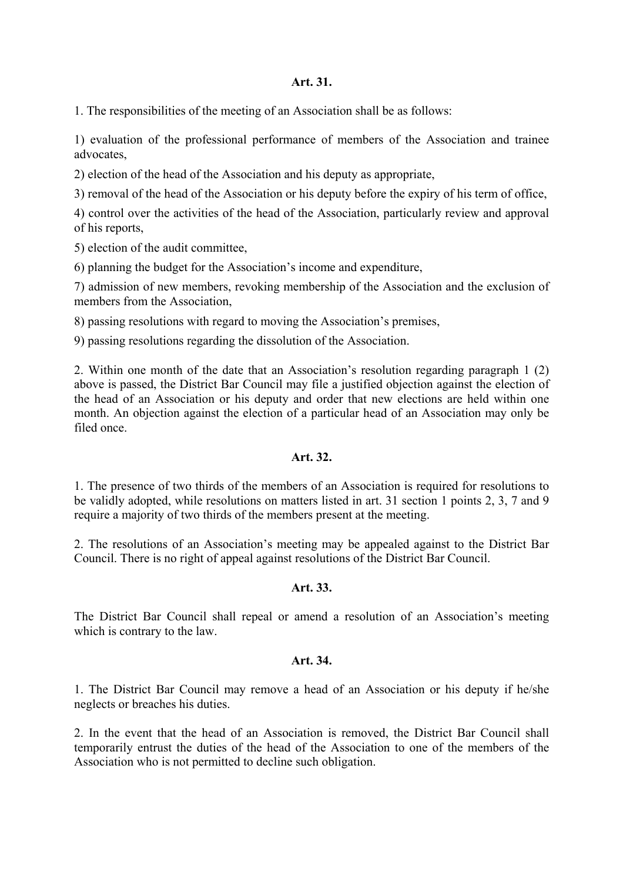**Art. 31.**

1. The responsibilities of the meeting of an Association shall be as follows:

1) evaluation of the professional performance of members of the Association and trainee advocates,

2) election of the head of the Association and his deputy as appropriate,

3) removal of the head of the Association or his deputy before the expiry of his term of office,

4) control over the activities of the head of the Association, particularly review and approval of his reports,

5) election of the audit committee,

6) planning the budget for the Association's income and expenditure,

7) admission of new members, revoking membership of the Association and the exclusion of members from the Association,

8) passing resolutions with regard to moving the Association's premises,

9) passing resolutions regarding the dissolution of the Association.

2. Within one month of the date that an Association's resolution regarding paragraph 1 (2) above is passed, the District Bar Council may file a justified objection against the election of the head of an Association or his deputy and order that new elections are held within one month. An objection against the election of a particular head of an Association may only be filed once.

**Art. 32.**

1. The presence of two thirds of the members of an Association is required for resolutions to be validly adopted, while resolutions on matters listed in art. 31 section 1 points 2, 3, 7 and 9 require a majority of two thirds of the members present at the meeting.

2. The resolutions of an Association's meeting may be appealed against to the District Bar Council. There is no right of appeal against resolutions of the District Bar Council.

**Art. 33.**

The District Bar Council shall repeal or amend a resolution of an Association's meeting which is contrary to the law.

**Art. 34.**

1. The District Bar Council may remove a head of an Association or his deputy if he/she neglects or breaches his duties.

2. In the event that the head of an Association is removed, the District Bar Council shall temporarily entrust the duties of the head of the Association to one of the members of the Association who is not permitted to decline such obligation.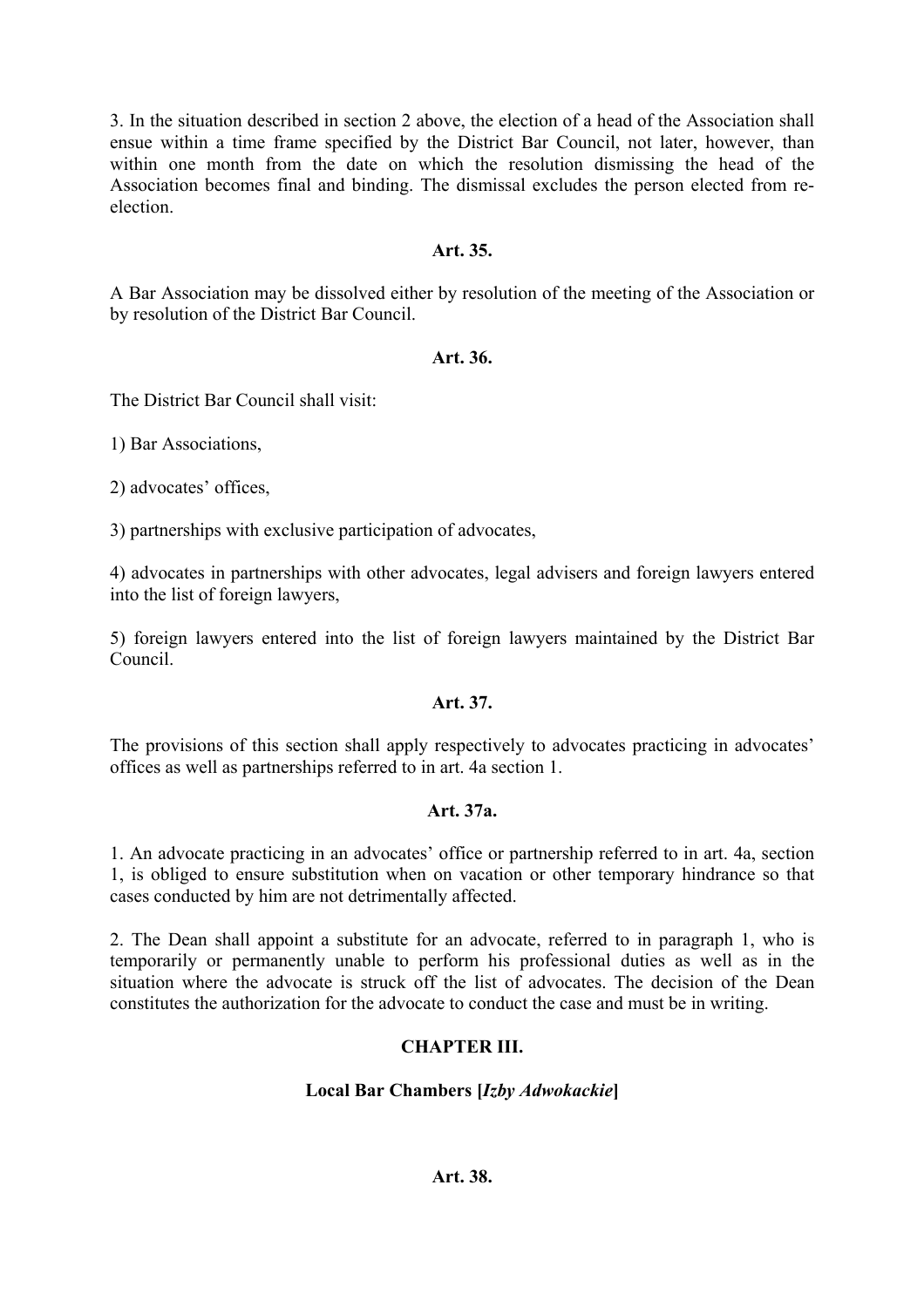3. In the situation described in section 2 above, the election of a head of the Association shall ensue within a time frame specified by the District Bar Council, not later, however, than within one month from the date on which the resolution dismissing the head of the Association becomes final and binding. The dismissal excludes the person elected from re-election.

**Art. 35.**

A Bar Association may be dissolved either by resolution of the meeting of the Association or by resolution of the District Bar Council.

**Art. 36.**

The District Bar Council shall visit:

1) Bar Associations,

2) advocates' offices,

3) partnerships with exclusive participation of advocates,

4) advocates in partnerships with other advocates, legal advisers and foreign lawyers entered into the list of foreign lawyers,

5) foreign lawyers entered into the list of foreign lawyers maintained by the District Bar Council.

**Art. 37.**

The provisions of this section shall apply respectively to advocates practicing in advocates' offices as well as partnerships referred to in art. 4a section 1.

**Art. 37a.**

1. An advocate practicing in an advocates' office or partnership referred to in art. 4a, section 1, is obliged to ensure substitution when on vacation or other temporary hindrance so that cases conducted by him are not detrimentally affected.

2. The Dean shall appoint a substitute for an advocate, referred to in paragraph 1, who is temporarily or permanently unable to perform his professional duties as well as in the situation where the advocate is struck off the list of advocates. The decision of the Dean constitutes the authorization for the advocate to conduct the case and must be in writing.

## CHAPTER III.

### Local Bar Chambers [*Izby Adwokackie*]

**Art. 38.**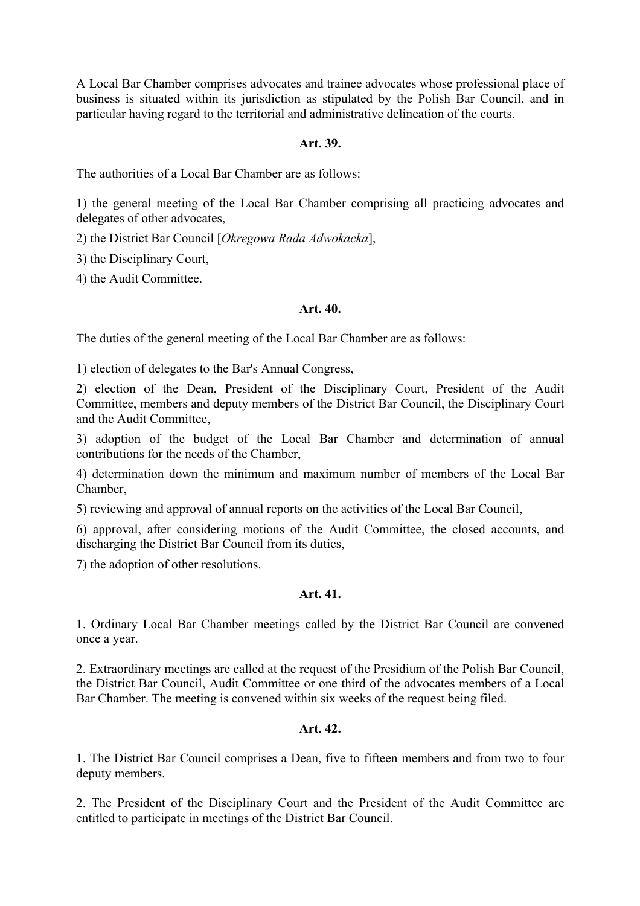A Local Bar Chamber comprises advocates and trainee advocates whose professional place of business is situated within its jurisdiction as stipulated by the Polish Bar Council, and in particular having regard to the territorial and administrative delineation of the courts.

### Art. 39.

The authorities of a Local Bar Chamber are as follows:

1) the general meeting of the Local Bar Chamber comprising all practicing advocates and delegates of other advocates,

2) the District Bar Council [*Okregowa Rada Adwokacka*],

3) the Disciplinary Court,

4) the Audit Committee.

### Art. 40.

The duties of the general meeting of the Local Bar Chamber are as follows:

1) election of delegates to the Bar's Annual Congress,

2) election of the Dean, President of the Disciplinary Court, President of the Audit Committee, members and deputy members of the District Bar Council, the Disciplinary Court and the Audit Committee,

3) adoption of the budget of the Local Bar Chamber and determination of annual contributions for the needs of the Chamber,

4) determination down the minimum and maximum number of members of the Local Bar Chamber,

5) reviewing and approval of annual reports on the activities of the Local Bar Council,

6) approval, after considering motions of the Audit Committee, the closed accounts, and discharging the District Bar Council from its duties,

7) the adoption of other resolutions.

### Art. 41.

1. Ordinary Local Bar Chamber meetings called by the District Bar Council are convened once a year.

2. Extraordinary meetings are called at the request of the Presidium of the Polish Bar Council, the District Bar Council, Audit Committee or one third of the advocates members of a Local Bar Chamber. The meeting is convened within six weeks of the request being filed.

### Art. 42.

1. The District Bar Council comprises a Dean, five to fifteen members and from two to four deputy members.

2. The President of the Disciplinary Court and the President of the Audit Committee are entitled to participate in meetings of the District Bar Council.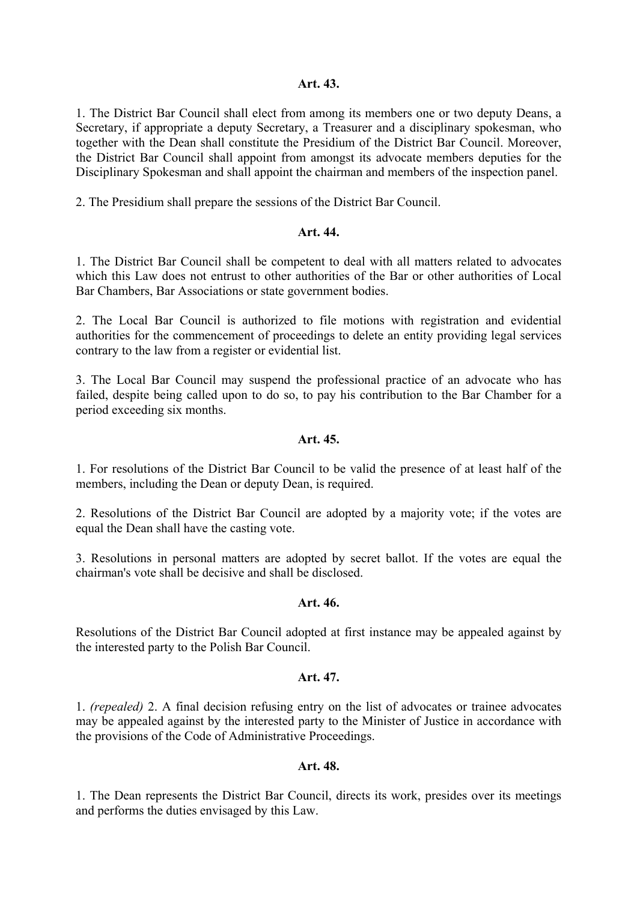**Art. 43.**

1. The District Bar Council shall elect from among its members one or two deputy Deans, a Secretary, if appropriate a deputy Secretary, a Treasurer and a disciplinary spokesman, who together with the Dean shall constitute the Presidium of the District Bar Council. Moreover, the District Bar Council shall appoint from amongst its advocate members deputies for the Disciplinary Spokesman and shall appoint the chairman and members of the inspection panel.

2. The Presidium shall prepare the sessions of the District Bar Council.

**Art. 44.**

1. The District Bar Council shall be competent to deal with all matters related to advocates which this Law does not entrust to other authorities of the Bar or other authorities of Local Bar Chambers, Bar Associations or state government bodies.

2. The Local Bar Council is authorized to file motions with registration and evidential authorities for the commencement of proceedings to delete an entity providing legal services contrary to the law from a register or evidential list.

3. The Local Bar Council may suspend the professional practice of an advocate who has failed, despite being called upon to do so, to pay his contribution to the Bar Chamber for a period exceeding six months.

**Art. 45.**

1. For resolutions of the District Bar Council to be valid the presence of at least half of the members, including the Dean or deputy Dean, is required.

2. Resolutions of the District Bar Council are adopted by a majority vote; if the votes are equal the Dean shall have the casting vote.

3. Resolutions in personal matters are adopted by secret ballot. If the votes are equal the chairman's vote shall be decisive and shall be disclosed.

**Art. 46.**

Resolutions of the District Bar Council adopted at first instance may be appealed against by the interested party to the Polish Bar Council.

**Art. 47.**

1. *(repealed)* 2. A final decision refusing entry on the list of advocates or trainee advocates may be appealed against by the interested party to the Minister of Justice in accordance with the provisions of the Code of Administrative Proceedings.

**Art. 48.**

1. The Dean represents the District Bar Council, directs its work, presides over its meetings and performs the duties envisaged by this Law.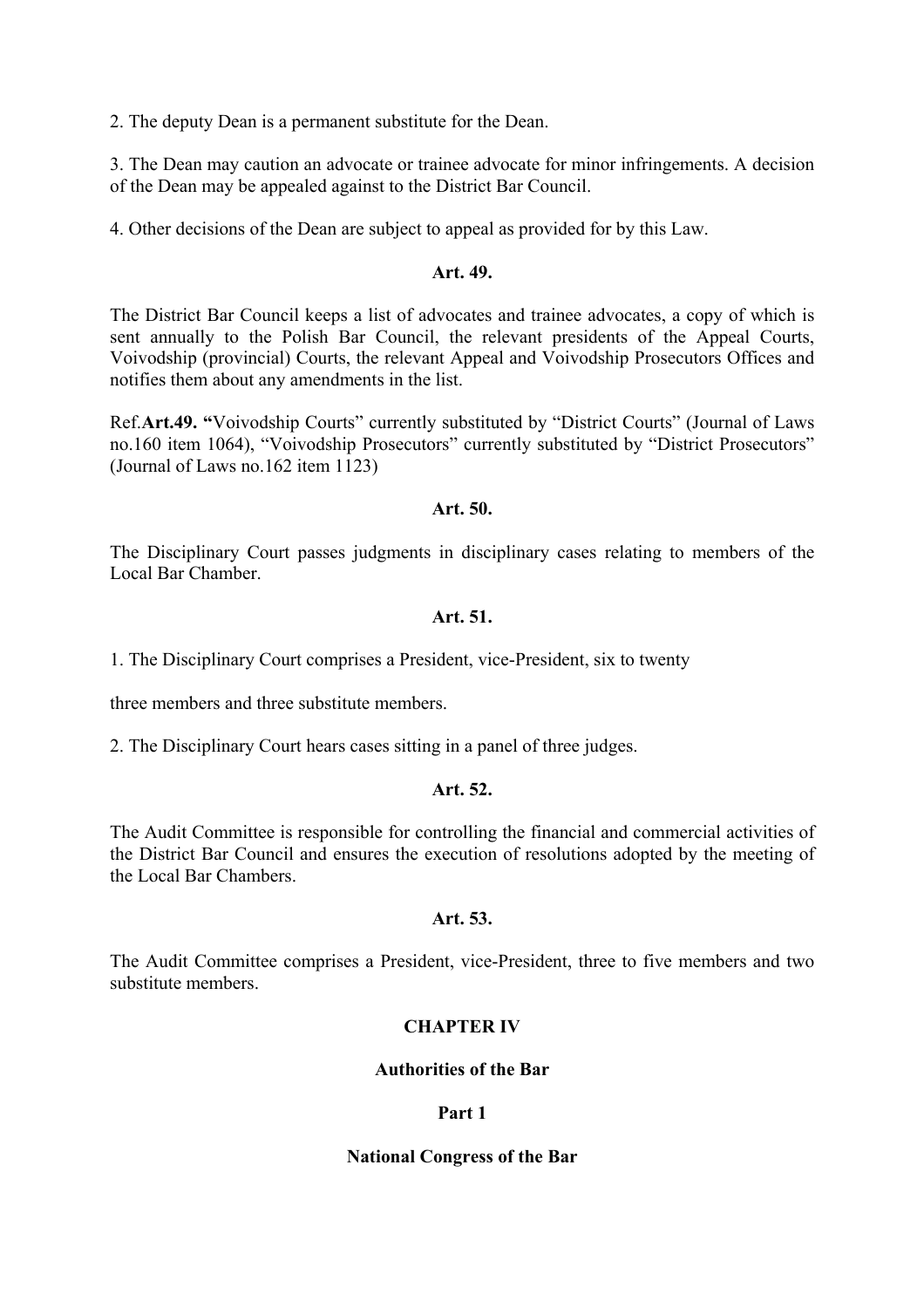2. The deputy Dean is a permanent substitute for the Dean.

3. The Dean may caution an advocate or trainee advocate for minor infringements. A decision of the Dean may be appealed against to the District Bar Council.

4. Other decisions of the Dean are subject to appeal as provided for by this Law.

**Art. 49.**

The District Bar Council keeps a list of advocates and trainee advocates, a copy of which is sent annually to the Polish Bar Council, the relevant presidents of the Appeal Courts, Voivodship (provincial) Courts, the relevant Appeal and Voivodship Prosecutors Offices and notifies them about any amendments in the list.

Ref.**Art.49. "**Voivodship Courts" currently substituted by "District Courts" (Journal of Laws no.160 item 1064), "Voivodship Prosecutors" currently substituted by "District Prosecutors" (Journal of Laws no.162 item 1123)

**Art. 50.**

The Disciplinary Court passes judgments in disciplinary cases relating to members of the Local Bar Chamber.

**Art. 51.**

1. The Disciplinary Court comprises a President, vice-President, six to twenty

three members and three substitute members.

2. The Disciplinary Court hears cases sitting in a panel of three judges.

**Art. 52.**

The Audit Committee is responsible for controlling the financial and commercial activities of the District Bar Council and ensures the execution of resolutions adopted by the meeting of the Local Bar Chambers.

**Art. 53.**

The Audit Committee comprises a President, vice-President, three to five members and two substitute members.

## CHAPTER IV

## Authorities of the Bar

### Part 1

### National Congress of the Bar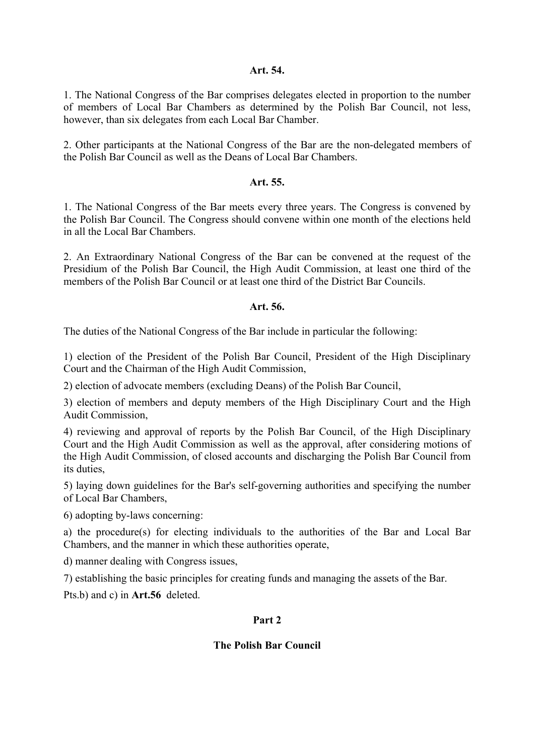**Art. 54.**

1. The National Congress of the Bar comprises delegates elected in proportion to the number of members of Local Bar Chambers as determined by the Polish Bar Council, not less, however, than six delegates from each Local Bar Chamber.

2. Other participants at the National Congress of the Bar are the non-delegated members of the Polish Bar Council as well as the Deans of Local Bar Chambers.

**Art. 55.**

1. The National Congress of the Bar meets every three years. The Congress is convened by the Polish Bar Council. The Congress should convene within one month of the elections held in all the Local Bar Chambers.

2. An Extraordinary National Congress of the Bar can be convened at the request of the Presidium of the Polish Bar Council, the High Audit Commission, at least one third of the members of the Polish Bar Council or at least one third of the District Bar Councils.

**Art. 56.**

The duties of the National Congress of the Bar include in particular the following:

1) election of the President of the Polish Bar Council, President of the High Disciplinary Court and the Chairman of the High Audit Commission,

2) election of advocate members (excluding Deans) of the Polish Bar Council,

3) election of members and deputy members of the High Disciplinary Court and the High Audit Commission,

4) reviewing and approval of reports by the Polish Bar Council, of the High Disciplinary Court and the High Audit Commission as well as the approval, after considering motions of the High Audit Commission, of closed accounts and discharging the Polish Bar Council from its duties,

5) laying down guidelines for the Bar's self-governing authorities and specifying the number of Local Bar Chambers,

6) adopting by-laws concerning:

a) the procedure(s) for electing individuals to the authorities of the Bar and Local Bar Chambers, and the manner in which these authorities operate,

d) manner dealing with Congress issues,

7) establishing the basic principles for creating funds and managing the assets of the Bar.

Pts.b) and c) in **Art.56** deleted.

## Part 2

## The Polish Bar Council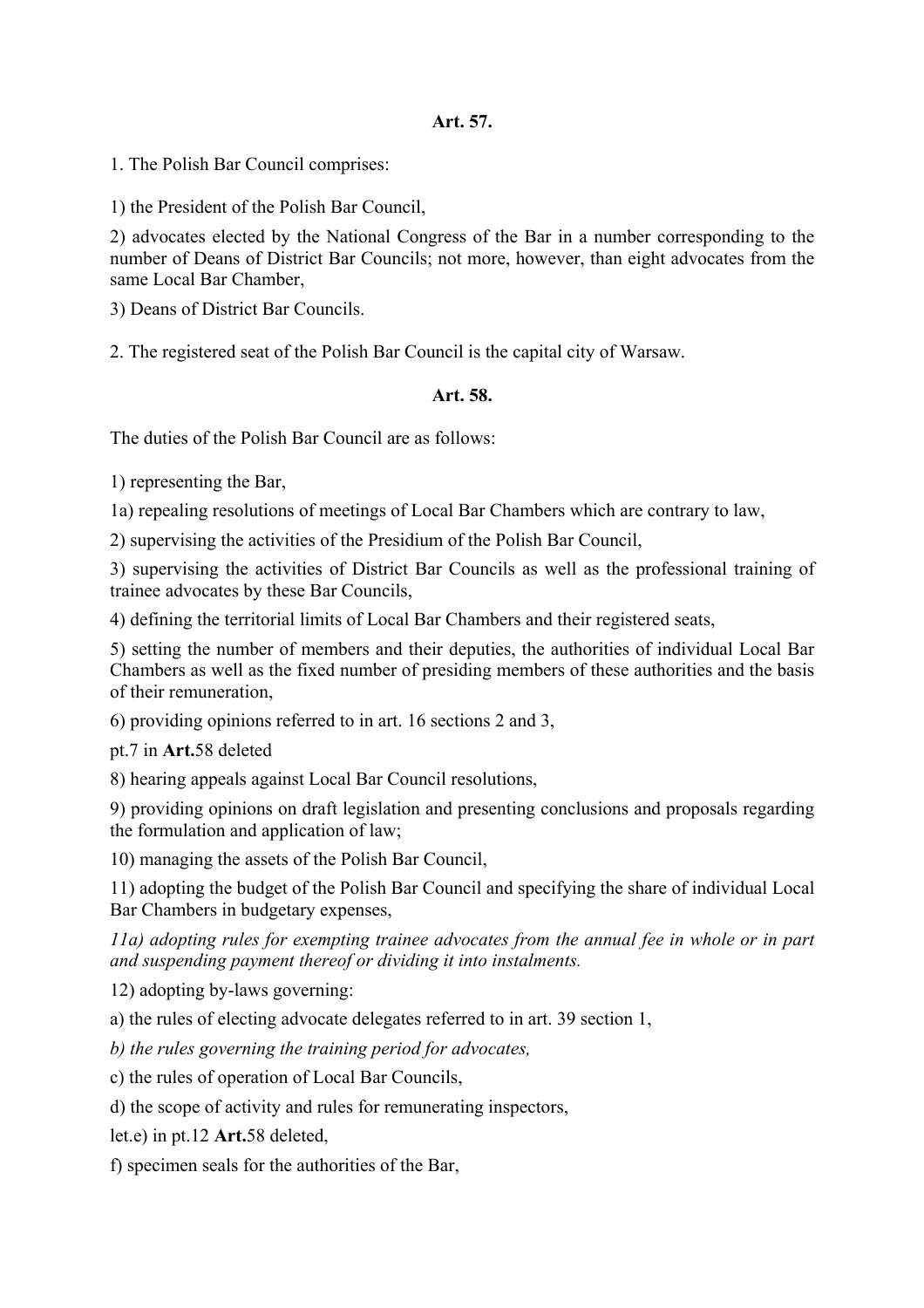**Art. 57.**

1. The Polish Bar Council comprises:

1) the President of the Polish Bar Council,

2) advocates elected by the National Congress of the Bar in a number corresponding to the number of Deans of District Bar Councils; not more, however, than eight advocates from the same Local Bar Chamber,

3) Deans of District Bar Councils.

2. The registered seat of the Polish Bar Council is the capital city of Warsaw.

**Art. 58.**

The duties of the Polish Bar Council are as follows:

1) representing the Bar,

1a) repealing resolutions of meetings of Local Bar Chambers which are contrary to law,

2) supervising the activities of the Presidium of the Polish Bar Council,

3) supervising the activities of District Bar Councils as well as the professional training of trainee advocates by these Bar Councils,

4) defining the territorial limits of Local Bar Chambers and their registered seats,

5) setting the number of members and their deputies, the authorities of individual Local Bar Chambers as well as the fixed number of presiding members of these authorities and the basis of their remuneration,

6) providing opinions referred to in art. 16 sections 2 and 3,

pt.7 in **Art.**58 deleted

8) hearing appeals against Local Bar Council resolutions,

9) providing opinions on draft legislation and presenting conclusions and proposals regarding the formulation and application of law;

10) managing the assets of the Polish Bar Council,

11) adopting the budget of the Polish Bar Council and specifying the share of individual Local Bar Chambers in budgetary expenses,

*11a) adopting rules for exempting trainee advocates from the annual fee in whole or in part and suspending payment thereof or dividing it into instalments.*

12) adopting by-laws governing:

a) the rules of electing advocate delegates referred to in art. 39 section 1,

*b) the rules governing the training period for advocates,*

c) the rules of operation of Local Bar Councils,

d) the scope of activity and rules for remunerating inspectors,

let.e) in pt.12 **Art.**58 deleted,

f) specimen seals for the authorities of the Bar,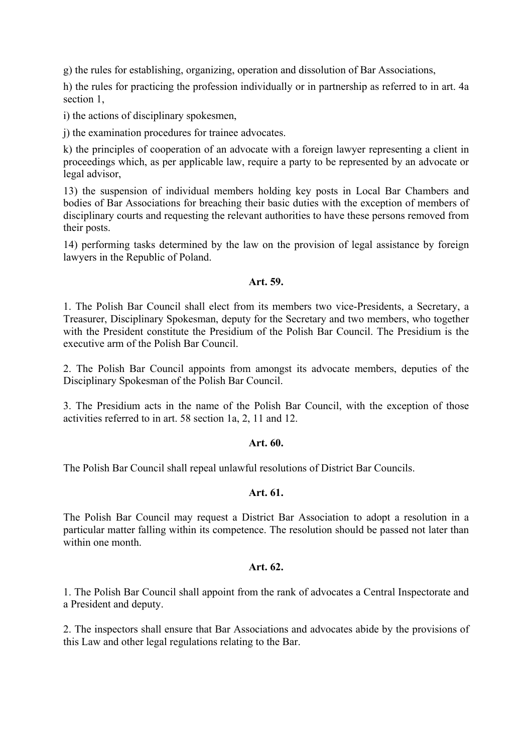g) the rules for establishing, organizing, operation and dissolution of Bar Associations,

h) the rules for practicing the profession individually or in partnership as referred to in art. 4a section 1,

i) the actions of disciplinary spokesmen,

j) the examination procedures for trainee advocates.

k) the principles of cooperation of an advocate with a foreign lawyer representing a client in proceedings which, as per applicable law, require a party to be represented by an advocate or legal advisor,

13) the suspension of individual members holding key posts in Local Bar Chambers and bodies of Bar Associations for breaching their basic duties with the exception of members of disciplinary courts and requesting the relevant authorities to have these persons removed from their posts.

14) performing tasks determined by the law on the provision of legal assistance by foreign lawyers in the Republic of Poland.

**Art. 59.**

1. The Polish Bar Council shall elect from its members two vice-Presidents, a Secretary, a Treasurer, Disciplinary Spokesman, deputy for the Secretary and two members, who together with the President constitute the Presidium of the Polish Bar Council. The Presidium is the executive arm of the Polish Bar Council.

2. The Polish Bar Council appoints from amongst its advocate members, deputies of the Disciplinary Spokesman of the Polish Bar Council.

3. The Presidium acts in the name of the Polish Bar Council, with the exception of those activities referred to in art. 58 section 1a, 2, 11 and 12.

**Art. 60.**

The Polish Bar Council shall repeal unlawful resolutions of District Bar Councils.

**Art. 61.**

The Polish Bar Council may request a District Bar Association to adopt a resolution in a particular matter falling within its competence. The resolution should be passed not later than within one month.

**Art. 62.**

1. The Polish Bar Council shall appoint from the rank of advocates a Central Inspectorate and a President and deputy.

2. The inspectors shall ensure that Bar Associations and advocates abide by the provisions of this Law and other legal regulations relating to the Bar.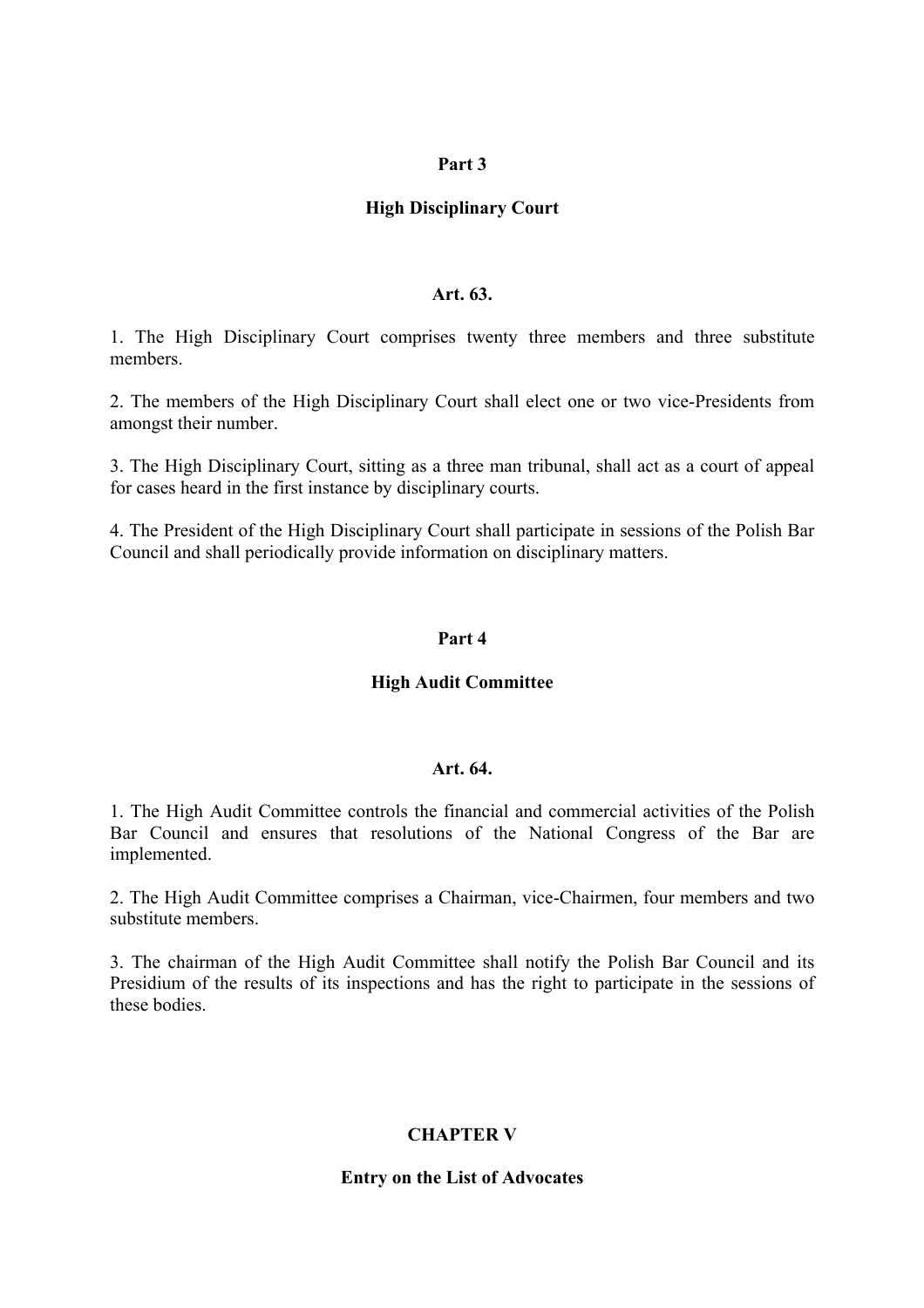## Part 3

### High Disciplinary Court

#### Art. 63.

1. The High Disciplinary Court comprises twenty three members and three substitute members.

2. The members of the High Disciplinary Court shall elect one or two vice-Presidents from amongst their number.

3. The High Disciplinary Court, sitting as a three man tribunal, shall act as a court of appeal for cases heard in the first instance by disciplinary courts.

4. The President of the High Disciplinary Court shall participate in sessions of the Polish Bar Council and shall periodically provide information on disciplinary matters.

## Part 4

### High Audit Committee

#### Art. 64.

1. The High Audit Committee controls the financial and commercial activities of the Polish Bar Council and ensures that resolutions of the National Congress of the Bar are implemented.

2. The High Audit Committee comprises a Chairman, vice-Chairmen, four members and two substitute members.

3. The chairman of the High Audit Committee shall notify the Polish Bar Council and its Presidium of the results of its inspections and has the right to participate in the sessions of these bodies.

# CHAPTER V

## Entry on the List of Advocates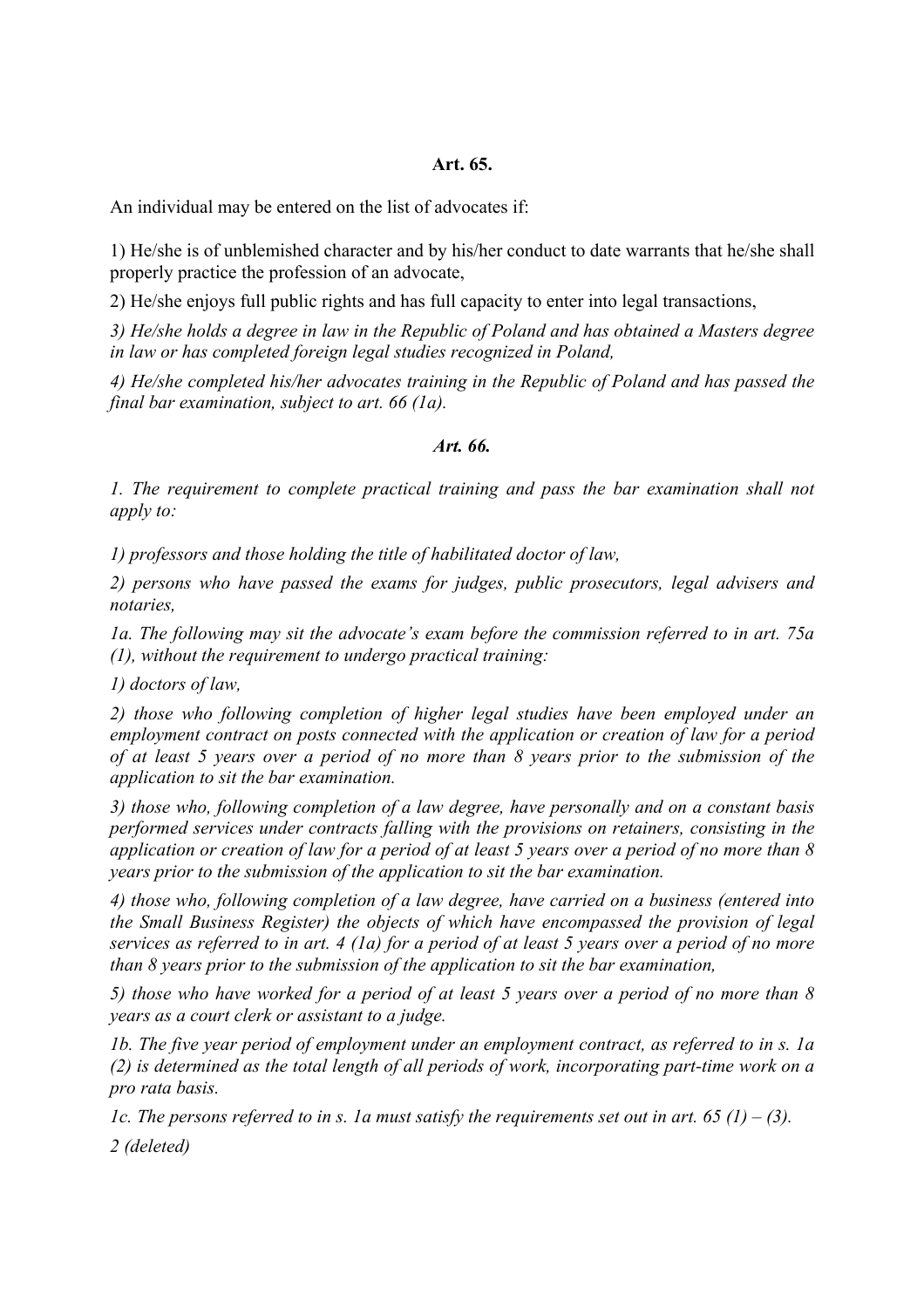**Art. 65.**

An individual may be entered on the list of advocates if:

1) He/she is of unblemished character and by his/her conduct to date warrants that he/she shall properly practice the profession of an advocate,

2) He/she enjoys full public rights and has full capacity to enter into legal transactions,

*3) He/she holds a degree in law in the Republic of Poland and has obtained a Masters degree in law or has completed foreign legal studies recognized in Poland,*

*4) He/she completed his/her advocates training in the Republic of Poland and has passed the final bar examination, subject to art. 66 (1a).*

***Art. 66.***

*1. The requirement to complete practical training and pass the bar examination shall not apply to:*

*1) professors and those holding the title of habilitated doctor of law,*

*2) persons who have passed the exams for judges, public prosecutors, legal advisers and notaries,*

*1a. The following may sit the advocate's exam before the commission referred to in art. 75a (1), without the requirement to undergo practical training:*

*1) doctors of law,*

*2) those who following completion of higher legal studies have been employed under an employment contract on posts connected with the application or creation of law for a period of at least 5 years over a period of no more than 8 years prior to the submission of the application to sit the bar examination.*

*3) those who, following completion of a law degree, have personally and on a constant basis performed services under contracts falling with the provisions on retainers, consisting in the application or creation of law for a period of at least 5 years over a period of no more than 8 years prior to the submission of the application to sit the bar examination.*

*4) those who, following completion of a law degree, have carried on a business (entered into the Small Business Register) the objects of which have encompassed the provision of legal services as referred to in art. 4 (1a) for a period of at least 5 years over a period of no more than 8 years prior to the submission of the application to sit the bar examination,*

*5) those who have worked for a period of at least 5 years over a period of no more than 8 years as a court clerk or assistant to a judge.*

*1b. The five year period of employment under an employment contract, as referred to in s. 1a (2) is determined as the total length of all periods of work, incorporating part-time work on a pro rata basis.*

*1c. The persons referred to in s. 1a must satisfy the requirements set out in art. 65 (1) – (3).*

*2 (deleted)*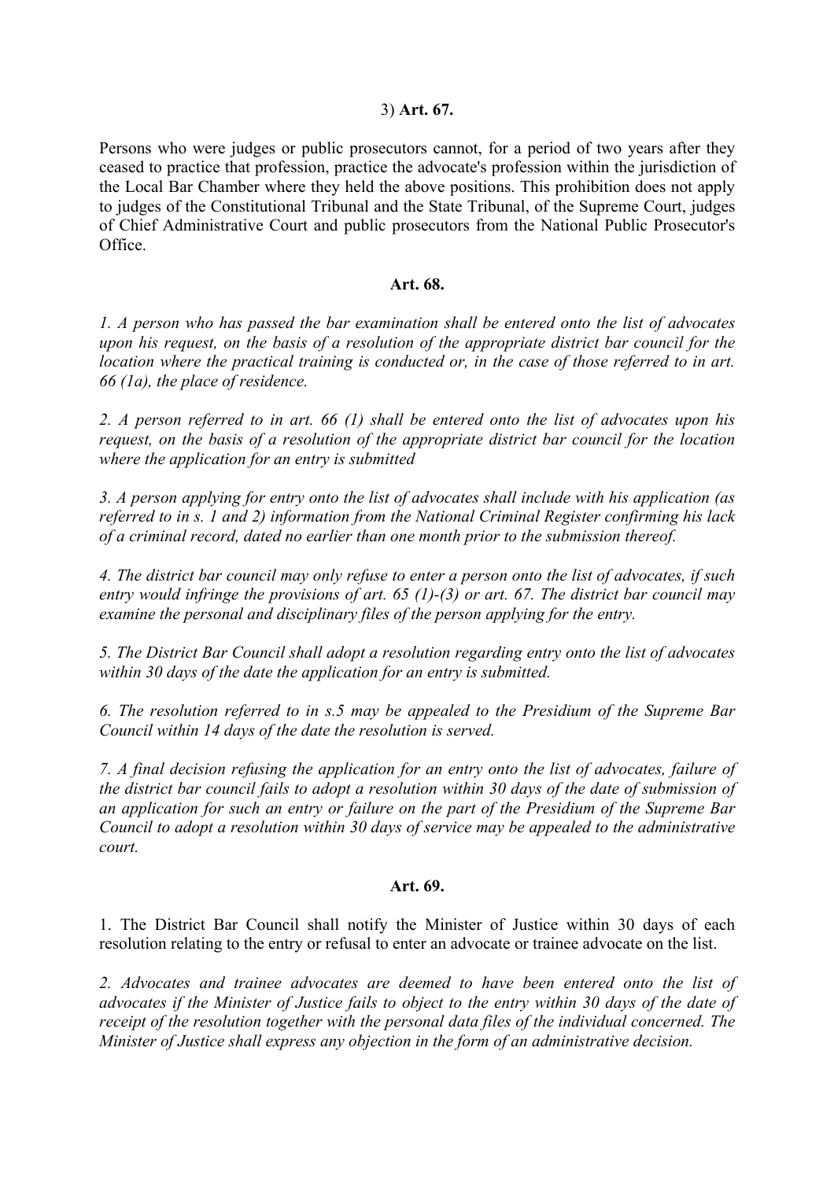3) **Art. 67.**

Persons who were judges or public prosecutors cannot, for a period of two years after they ceased to practice that profession, practice the advocate's profession within the jurisdiction of the Local Bar Chamber where they held the above positions. This prohibition does not apply to judges of the Constitutional Tribunal and the State Tribunal, of the Supreme Court, judges of Chief Administrative Court and public prosecutors from the National Public Prosecutor's Office.

**Art. 68.**

*1. A person who has passed the bar examination shall be entered onto the list of advocates upon his request, on the basis of a resolution of the appropriate district bar council for the location where the practical training is conducted or, in the case of those referred to in art. 66 (1a), the place of residence.*

*2. A person referred to in art. 66 (1) shall be entered onto the list of advocates upon his request, on the basis of a resolution of the appropriate district bar council for the location where the application for an entry is submitted*

*3. A person applying for entry onto the list of advocates shall include with his application (as referred to in s. 1 and 2) information from the National Criminal Register confirming his lack of a criminal record, dated no earlier than one month prior to the submission thereof.*

*4. The district bar council may only refuse to enter a person onto the list of advocates, if such entry would infringe the provisions of art. 65 (1)-(3) or art. 67. The district bar council may examine the personal and disciplinary files of the person applying for the entry.*

*5. The District Bar Council shall adopt a resolution regarding entry onto the list of advocates within 30 days of the date the application for an entry is submitted.*

*6. The resolution referred to in s.5 may be appealed to the Presidium of the Supreme Bar Council within 14 days of the date the resolution is served.*

*7. A final decision refusing the application for an entry onto the list of advocates, failure of the district bar council fails to adopt a resolution within 30 days of the date of submission of an application for such an entry or failure on the part of the Presidium of the Supreme Bar Council to adopt a resolution within 30 days of service may be appealed to the administrative court.*

**Art. 69.**

1. The District Bar Council shall notify the Minister of Justice within 30 days of each resolution relating to the entry or refusal to enter an advocate or trainee advocate on the list.

*2. Advocates and trainee advocates are deemed to have been entered onto the list of advocates if the Minister of Justice fails to object to the entry within 30 days of the date of receipt of the resolution together with the personal data files of the individual concerned. The Minister of Justice shall express any objection in the form of an administrative decision.*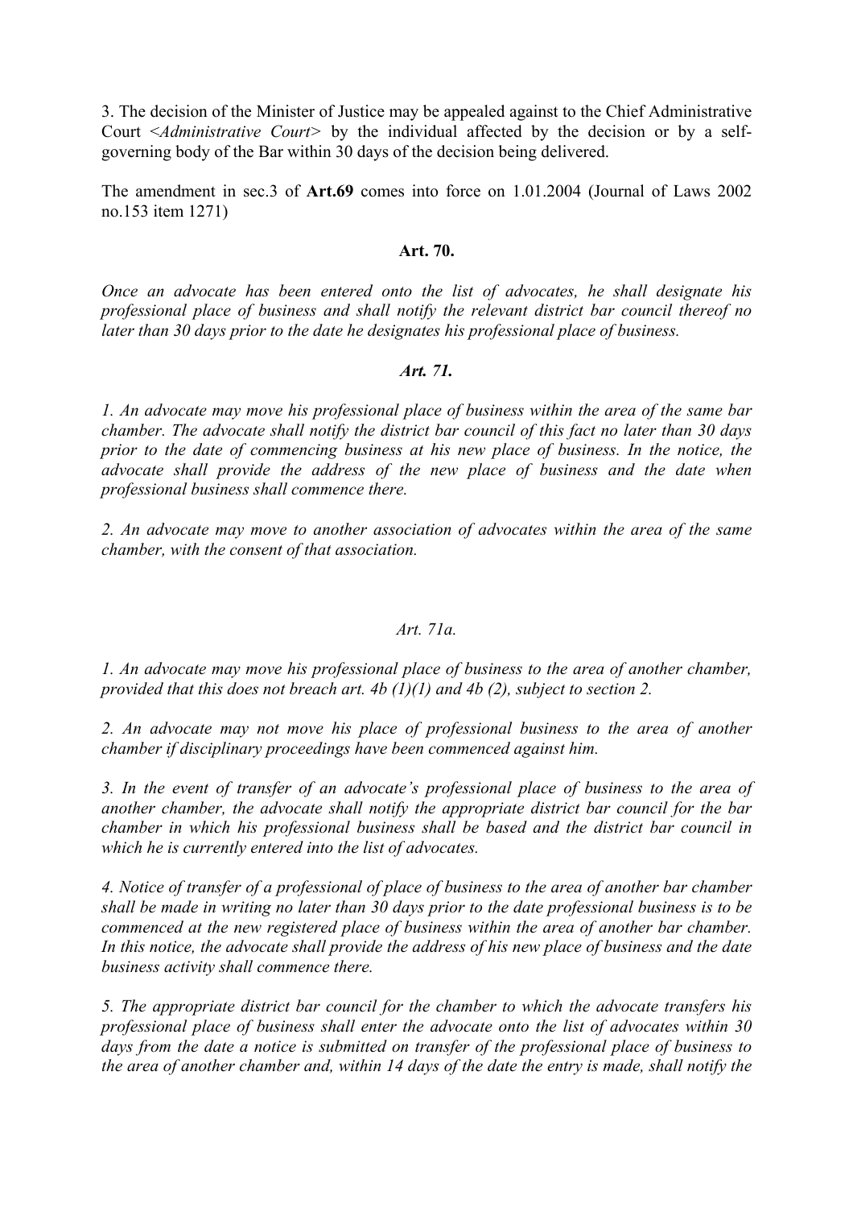3. The decision of the Minister of Justice may be appealed against to the Chief Administrative Court <*Administrative Court*> by the individual affected by the decision or by a self-governing body of the Bar within 30 days of the decision being delivered.

The amendment in sec.3 of **Art.69** comes into force on 1.01.2004 (Journal of Laws 2002 no.153 item 1271)

**Art. 70.**

*Once an advocate has been entered onto the list of advocates, he shall designate his professional place of business and shall notify the relevant district bar council thereof no later than 30 days prior to the date he designates his professional place of business.*

***Art. 71.***

*1. An advocate may move his professional place of business within the area of the same bar chamber. The advocate shall notify the district bar council of this fact no later than 30 days prior to the date of commencing business at his new place of business. In the notice, the advocate shall provide the address of the new place of business and the date when professional business shall commence there.*

*2. An advocate may move to another association of advocates within the area of the same chamber, with the consent of that association.*

*Art. 71a.*

*1. An advocate may move his professional place of business to the area of another chamber, provided that this does not breach art. 4b (1)(1) and 4b (2), subject to section 2.*

*2. An advocate may not move his place of professional business to the area of another chamber if disciplinary proceedings have been commenced against him.*

*3. In the event of transfer of an advocate's professional place of business to the area of another chamber, the advocate shall notify the appropriate district bar council for the bar chamber in which his professional business shall be based and the district bar council in which he is currently entered into the list of advocates.*

*4. Notice of transfer of a professional of place of business to the area of another bar chamber shall be made in writing no later than 30 days prior to the date professional business is to be commenced at the new registered place of business within the area of another bar chamber. In this notice, the advocate shall provide the address of his new place of business and the date business activity shall commence there.*

*5. The appropriate district bar council for the chamber to which the advocate transfers his professional place of business shall enter the advocate onto the list of advocates within 30 days from the date a notice is submitted on transfer of the professional place of business to the area of another chamber and, within 14 days of the date the entry is made, shall notify the*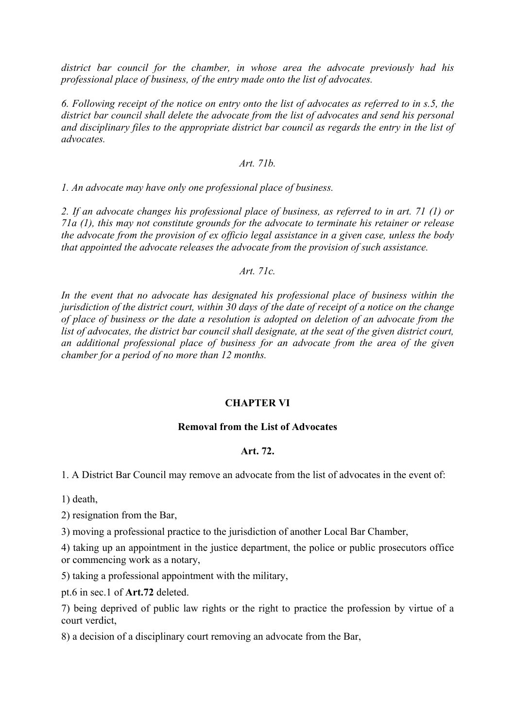*district bar council for the chamber, in whose area the advocate previously had his professional place of business, of the entry made onto the list of advocates.*

*6. Following receipt of the notice on entry onto the list of advocates as referred to in s.5, the district bar council shall delete the advocate from the list of advocates and send his personal and disciplinary files to the appropriate district bar council as regards the entry in the list of advocates.*

*Art. 71b.*

*1. An advocate may have only one professional place of business.*

*2. If an advocate changes his professional place of business, as referred to in art. 71 (1) or 71a (1), this may not constitute grounds for the advocate to terminate his retainer or release the advocate from the provision of ex officio legal assistance in a given case, unless the body that appointed the advocate releases the advocate from the provision of such assistance.*

*Art. 71c.*

*In the event that no advocate has designated his professional place of business within the jurisdiction of the district court, within 30 days of the date of receipt of a notice on the change of place of business or the date a resolution is adopted on deletion of an advocate from the list of advocates, the district bar council shall designate, at the seat of the given district court, an additional professional place of business for an advocate from the area of the given chamber for a period of no more than 12 months.*

## CHAPTER VI

### Removal from the List of Advocates

### Art. 72.

1. A District Bar Council may remove an advocate from the list of advocates in the event of:

1) death,

2) resignation from the Bar,

3) moving a professional practice to the jurisdiction of another Local Bar Chamber,

4) taking up an appointment in the justice department, the police or public prosecutors office or commencing work as a notary,

5) taking a professional appointment with the military,

pt.6 in sec.1 of **Art.72** deleted.

7) being deprived of public law rights or the right to practice the profession by virtue of a court verdict,

8) a decision of a disciplinary court removing an advocate from the Bar,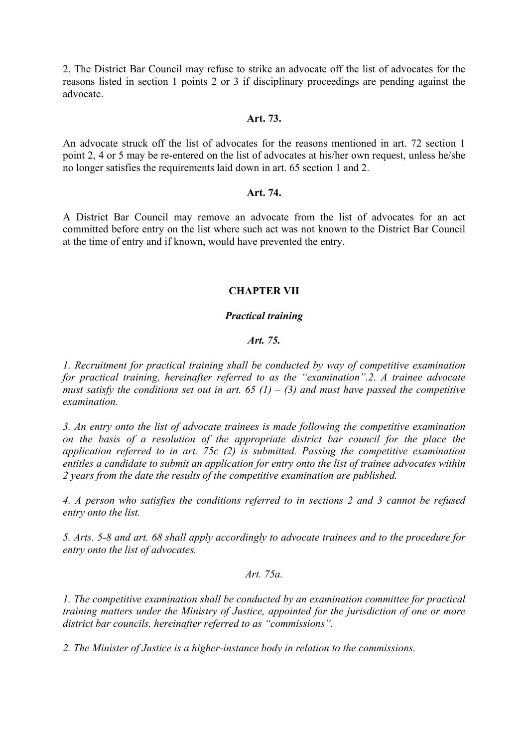2. The District Bar Council may refuse to strike an advocate off the list of advocates for the reasons listed in section 1 points 2 or 3 if disciplinary proceedings are pending against the advocate.

### Art. 73.

An advocate struck off the list of advocates for the reasons mentioned in art. 72 section 1 point 2, 4 or 5 may be re-entered on the list of advocates at his/her own request, unless he/she no longer satisfies the requirements laid down in art. 65 section 1 and 2.

### Art. 74.

A District Bar Council may remove an advocate from the list of advocates for an act committed before entry on the list where such act was not known to the District Bar Council at the time of entry and if known, would have prevented the entry.

## CHAPTER VII

### *Practical training*

### *Art. 75.*

*1. Recruitment for practical training shall be conducted by way of competitive examination for practical training, hereinafter referred to as the "examination".2. A trainee advocate must satisfy the conditions set out in art. 65 (1) – (3) and must have passed the competitive examination.*

*3. An entry onto the list of advocate trainees is made following the competitive examination on the basis of a resolution of the appropriate district bar council for the place the application referred to in art. 75c (2) is submitted. Passing the competitive examination entitles a candidate to submit an application for entry onto the list of trainee advocates within 2 years from the date the results of the competitive examination are published.*

*4. A person who satisfies the conditions referred to in sections 2 and 3 cannot be refused entry onto the list.*

*5. Arts. 5-8 and art. 68 shall apply accordingly to advocate trainees and to the procedure for entry onto the list of advocates.*

### *Art. 75a.*

*1. The competitive examination shall be conducted by an examination committee for practical training matters under the Ministry of Justice, appointed for the jurisdiction of one or more district bar councils, hereinafter referred to as "commissions".*

*2. The Minister of Justice is a higher-instance body in relation to the commissions.*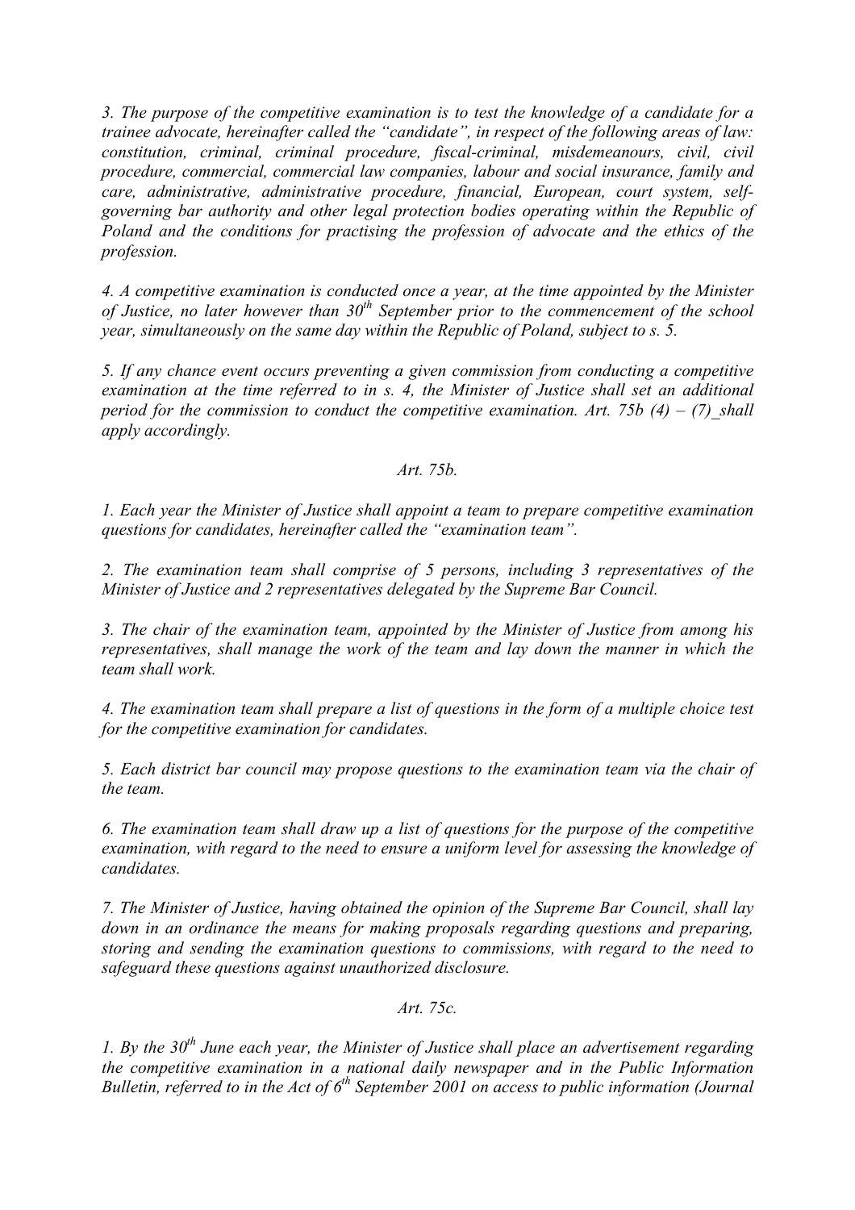*3. The purpose of the competitive examination is to test the knowledge of a candidate for a trainee advocate, hereinafter called the "candidate", in respect of the following areas of law: constitution, criminal, criminal procedure, fiscal-criminal, misdemeanours, civil, civil procedure, commercial, commercial law companies, labour and social insurance, family and care, administrative, administrative procedure, financial, European, court system, self-governing bar authority and other legal protection bodies operating within the Republic of Poland and the conditions for practising the profession of advocate and the ethics of the profession.*

*4. A competitive examination is conducted once a year, at the time appointed by the Minister of Justice, no later however than 30th September prior to the commencement of the school year, simultaneously on the same day within the Republic of Poland, subject to s. 5.*

*5. If any chance event occurs preventing a given commission from conducting a competitive examination at the time referred to in s. 4, the Minister of Justice shall set an additional period for the commission to conduct the competitive examination. Art. 75b (4) – (7) shall apply accordingly.*

*Art. 75b.*

*1. Each year the Minister of Justice shall appoint a team to prepare competitive examination questions for candidates, hereinafter called the "examination team".*

*2. The examination team shall comprise of 5 persons, including 3 representatives of the Minister of Justice and 2 representatives delegated by the Supreme Bar Council.*

*3. The chair of the examination team, appointed by the Minister of Justice from among his representatives, shall manage the work of the team and lay down the manner in which the team shall work.*

*4. The examination team shall prepare a list of questions in the form of a multiple choice test for the competitive examination for candidates.*

*5. Each district bar council may propose questions to the examination team via the chair of the team.*

*6. The examination team shall draw up a list of questions for the purpose of the competitive examination, with regard to the need to ensure a uniform level for assessing the knowledge of candidates.*

*7. The Minister of Justice, having obtained the opinion of the Supreme Bar Council, shall lay down in an ordinance the means for making proposals regarding questions and preparing, storing and sending the examination questions to commissions, with regard to the need to safeguard these questions against unauthorized disclosure.*

*Art. 75c.*

*1. By the 30th June each year, the Minister of Justice shall place an advertisement regarding the competitive examination in a national daily newspaper and in the Public Information Bulletin, referred to in the Act of 6th September 2001 on access to public information (Journal*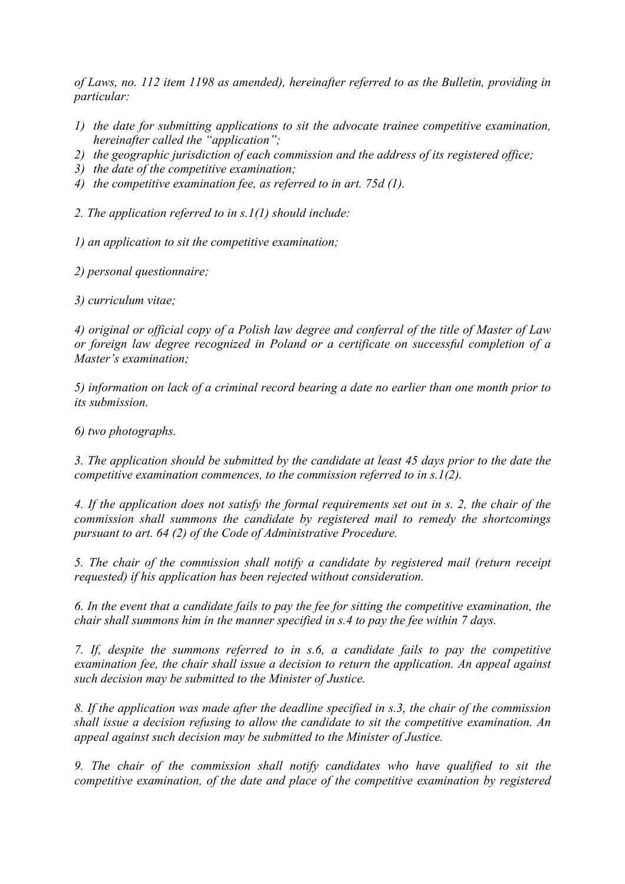*of Laws, no. 112 item 1198 as amended), hereinafter referred to as the Bulletin, providing in particular:*

1) *the date for submitting applications to sit the advocate trainee competitive examination, hereinafter called the "application";*
2) *the geographic jurisdiction of each commission and the address of its registered office;*
3) *the date of the competitive examination;*
4) *the competitive examination fee, as referred to in art. 75d (1).*

*2. The application referred to in s.1(1) should include:*

*1) an application to sit the competitive examination;*

*2) personal questionnaire;*

*3) curriculum vitae;*

*4) original or official copy of a Polish law degree and conferral of the title of Master of Law or foreign law degree recognized in Poland or a certificate on successful completion of a Master's examination;*

*5) information on lack of a criminal record bearing a date no earlier than one month prior to its submission.*

*6) two photographs.*

*3. The application should be submitted by the candidate at least 45 days prior to the date the competitive examination commences, to the commission referred to in s.1(2).*

*4. If the application does not satisfy the formal requirements set out in s. 2, the chair of the commission shall summons the candidate by registered mail to remedy the shortcomings pursuant to art. 64 (2) of the Code of Administrative Procedure.*

*5. The chair of the commission shall notify a candidate by registered mail (return receipt requested) if his application has been rejected without consideration.*

*6. In the event that a candidate fails to pay the fee for sitting the competitive examination, the chair shall summons him in the manner specified in s.4 to pay the fee within 7 days.*

*7. If, despite the summons referred to in s.6, a candidate fails to pay the competitive examination fee, the chair shall issue a decision to return the application. An appeal against such decision may be submitted to the Minister of Justice.*

*8. If the application was made after the deadline specified in s.3, the chair of the commission shall issue a decision refusing to allow the candidate to sit the competitive examination. An appeal against such decision may be submitted to the Minister of Justice.*

*9. The chair of the commission shall notify candidates who have qualified to sit the competitive examination, of the date and place of the competitive examination by registered*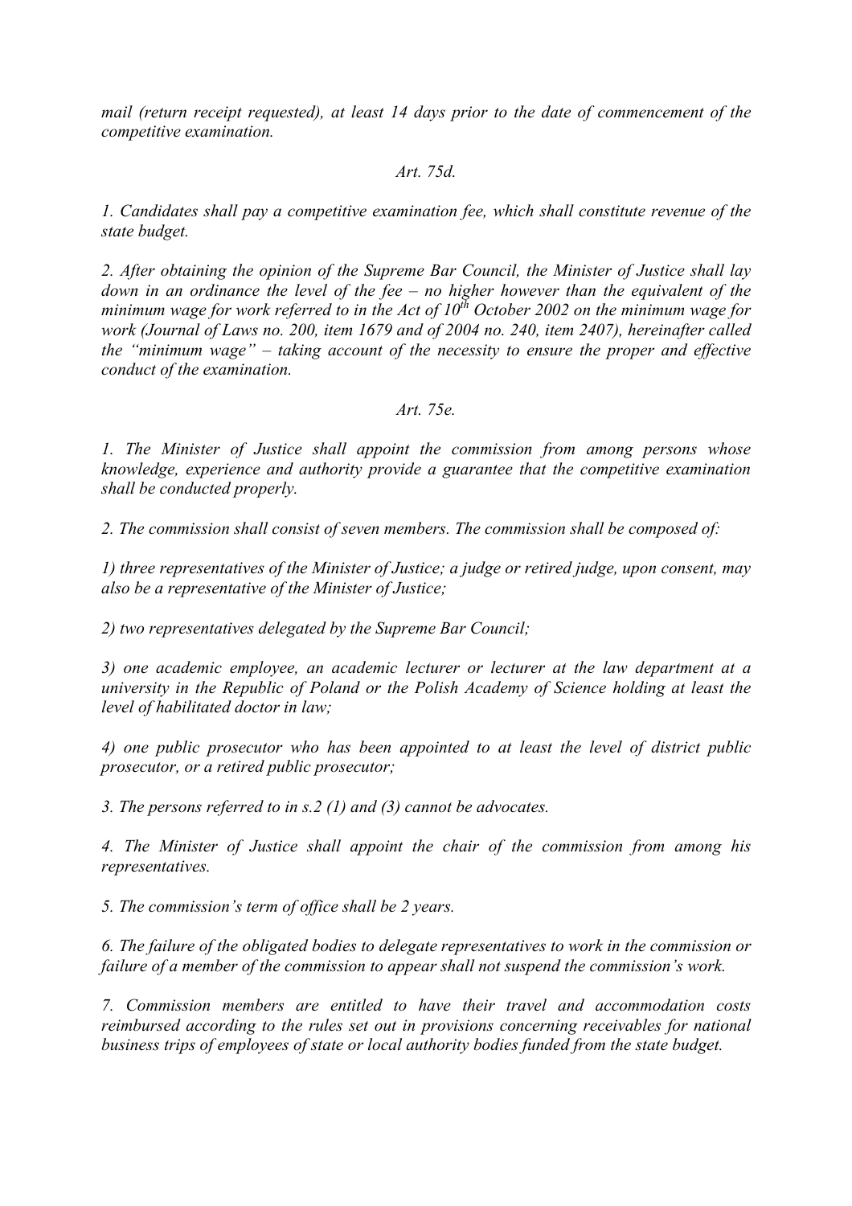*mail (return receipt requested), at least 14 days prior to the date of commencement of the competitive examination.*

*Art. 75d.*

*1. Candidates shall pay a competitive examination fee, which shall constitute revenue of the state budget.*

*2. After obtaining the opinion of the Supreme Bar Council, the Minister of Justice shall lay down in an ordinance the level of the fee – no higher however than the equivalent of the minimum wage for work referred to in the Act of 10th October 2002 on the minimum wage for work (Journal of Laws no. 200, item 1679 and of 2004 no. 240, item 2407), hereinafter called the "minimum wage" – taking account of the necessity to ensure the proper and effective conduct of the examination.*

*Art. 75e.*

*1. The Minister of Justice shall appoint the commission from among persons whose knowledge, experience and authority provide a guarantee that the competitive examination shall be conducted properly.*

*2. The commission shall consist of seven members. The commission shall be composed of:*

*1) three representatives of the Minister of Justice; a judge or retired judge, upon consent, may also be a representative of the Minister of Justice;*

*2) two representatives delegated by the Supreme Bar Council;*

*3) one academic employee, an academic lecturer or lecturer at the law department at a university in the Republic of Poland or the Polish Academy of Science holding at least the level of habilitated doctor in law;*

*4) one public prosecutor who has been appointed to at least the level of district public prosecutor, or a retired public prosecutor;*

*3. The persons referred to in s.2 (1) and (3) cannot be advocates.*

*4. The Minister of Justice shall appoint the chair of the commission from among his representatives.*

*5. The commission's term of office shall be 2 years.*

*6. The failure of the obligated bodies to delegate representatives to work in the commission or failure of a member of the commission to appear shall not suspend the commission's work.*

*7. Commission members are entitled to have their travel and accommodation costs reimbursed according to the rules set out in provisions concerning receivables for national business trips of employees of state or local authority bodies funded from the state budget.*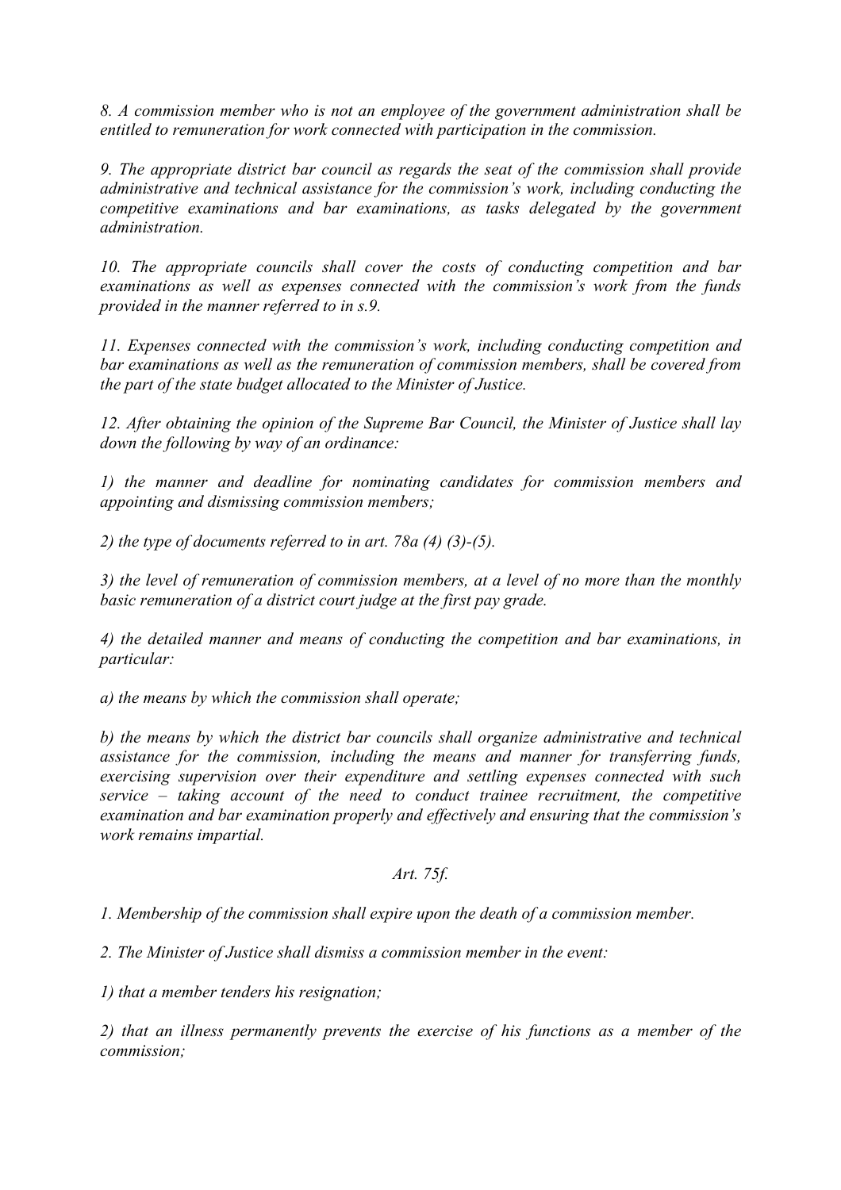*8. A commission member who is not an employee of the government administration shall be entitled to remuneration for work connected with participation in the commission.*

*9. The appropriate district bar council as regards the seat of the commission shall provide administrative and technical assistance for the commission's work, including conducting the competitive examinations and bar examinations, as tasks delegated by the government administration.*

*10. The appropriate councils shall cover the costs of conducting competition and bar examinations as well as expenses connected with the commission's work from the funds provided in the manner referred to in s.9.*

*11. Expenses connected with the commission's work, including conducting competition and bar examinations as well as the remuneration of commission members, shall be covered from the part of the state budget allocated to the Minister of Justice.*

*12. After obtaining the opinion of the Supreme Bar Council, the Minister of Justice shall lay down the following by way of an ordinance:*

*1) the manner and deadline for nominating candidates for commission members and appointing and dismissing commission members;*

*2) the type of documents referred to in art. 78a (4) (3)-(5).*

*3) the level of remuneration of commission members, at a level of no more than the monthly basic remuneration of a district court judge at the first pay grade.*

*4) the detailed manner and means of conducting the competition and bar examinations, in particular:*

*a) the means by which the commission shall operate;*

*b) the means by which the district bar councils shall organize administrative and technical assistance for the commission, including the means and manner for transferring funds, exercising supervision over their expenditure and settling expenses connected with such service – taking account of the need to conduct trainee recruitment, the competitive examination and bar examination properly and effectively and ensuring that the commission's work remains impartial.*

*Art. 75f.*

*1. Membership of the commission shall expire upon the death of a commission member.*

*2. The Minister of Justice shall dismiss a commission member in the event:*

*1) that a member tenders his resignation;*

*2) that an illness permanently prevents the exercise of his functions as a member of the commission;*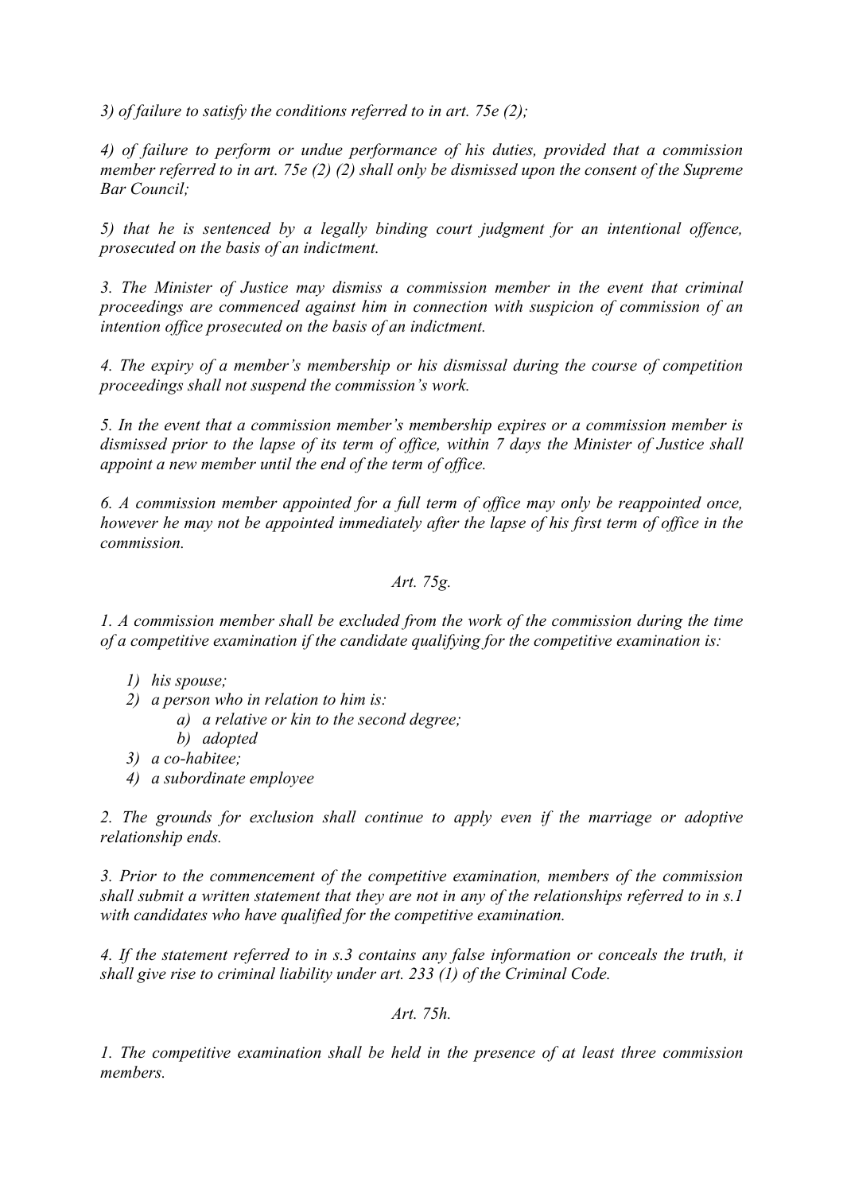*3) of failure to satisfy the conditions referred to in art. 75e (2);*

*4) of failure to perform or undue performance of his duties, provided that a commission member referred to in art. 75e (2) (2) shall only be dismissed upon the consent of the Supreme Bar Council;*

*5) that he is sentenced by a legally binding court judgment for an intentional offence, prosecuted on the basis of an indictment.*

*3. The Minister of Justice may dismiss a commission member in the event that criminal proceedings are commenced against him in connection with suspicion of commission of an intention office prosecuted on the basis of an indictment.*

*4. The expiry of a member's membership or his dismissal during the course of competition proceedings shall not suspend the commission's work.*

*5. In the event that a commission member's membership expires or a commission member is dismissed prior to the lapse of its term of office, within 7 days the Minister of Justice shall appoint a new member until the end of the term of office.*

*6. A commission member appointed for a full term of office may only be reappointed once, however he may not be appointed immediately after the lapse of his first term of office in the commission.*

*Art. 75g.*

*1. A commission member shall be excluded from the work of the commission during the time of a competitive examination if the candidate qualifying for the competitive examination is:*

1) *his spouse;*
2) *a person who in relation to him is:*
   a) *a relative or kin to the second degree;*
   b) *adopted*
3) *a co-habitee;*
4) *a subordinate employee*

*2. The grounds for exclusion shall continue to apply even if the marriage or adoptive relationship ends.*

*3. Prior to the commencement of the competitive examination, members of the commission shall submit a written statement that they are not in any of the relationships referred to in s.1 with candidates who have qualified for the competitive examination.*

*4. If the statement referred to in s.3 contains any false information or conceals the truth, it shall give rise to criminal liability under art. 233 (1) of the Criminal Code.*

*Art. 75h.*

*1. The competitive examination shall be held in the presence of at least three commission members.*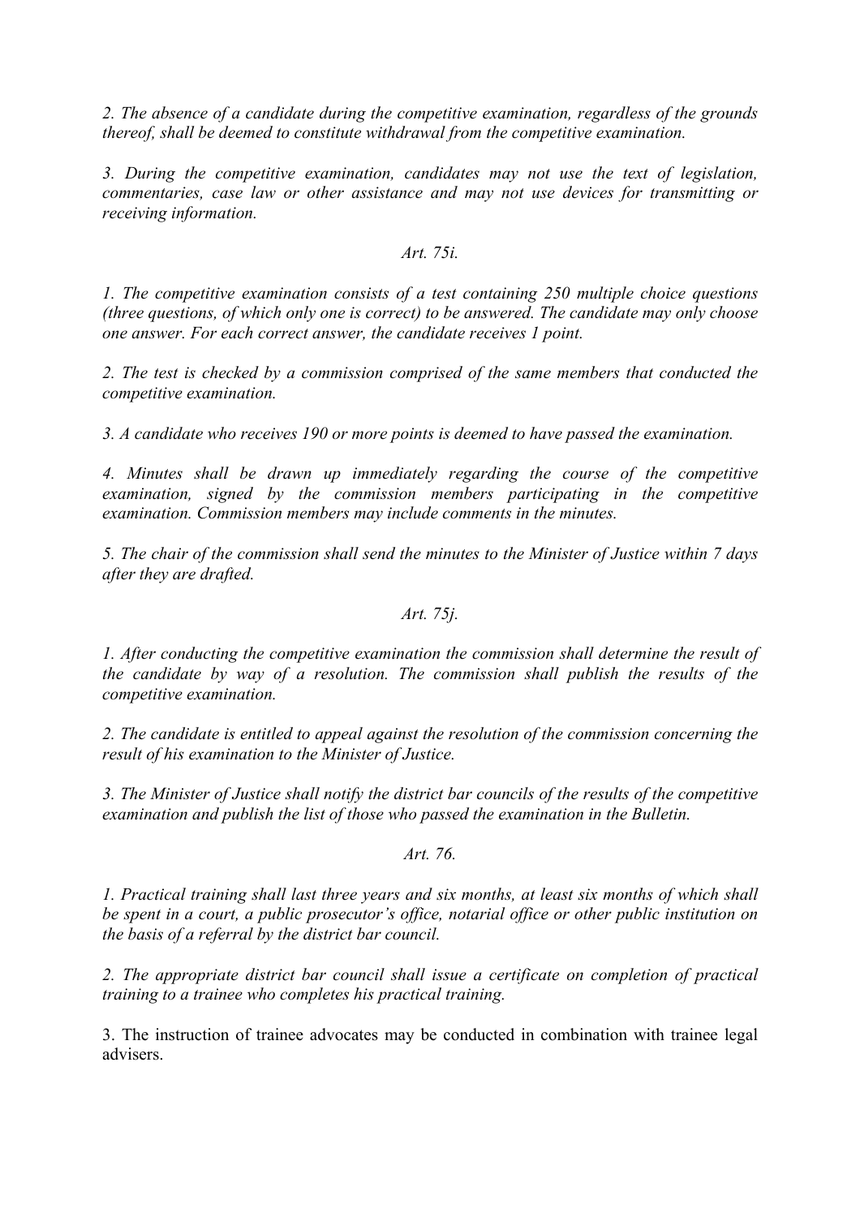*2. The absence of a candidate during the competitive examination, regardless of the grounds thereof, shall be deemed to constitute withdrawal from the competitive examination.*

*3. During the competitive examination, candidates may not use the text of legislation, commentaries, case law or other assistance and may not use devices for transmitting or receiving information.*

*Art. 75i.*

*1. The competitive examination consists of a test containing 250 multiple choice questions (three questions, of which only one is correct) to be answered. The candidate may only choose one answer. For each correct answer, the candidate receives 1 point.*

*2. The test is checked by a commission comprised of the same members that conducted the competitive examination.*

*3. A candidate who receives 190 or more points is deemed to have passed the examination.*

*4. Minutes shall be drawn up immediately regarding the course of the competitive examination, signed by the commission members participating in the competitive examination. Commission members may include comments in the minutes.*

*5. The chair of the commission shall send the minutes to the Minister of Justice within 7 days after they are drafted.*

*Art. 75j.*

*1. After conducting the competitive examination the commission shall determine the result of the candidate by way of a resolution. The commission shall publish the results of the competitive examination.*

*2. The candidate is entitled to appeal against the resolution of the commission concerning the result of his examination to the Minister of Justice.*

*3. The Minister of Justice shall notify the district bar councils of the results of the competitive examination and publish the list of those who passed the examination in the Bulletin.*

*Art. 76.*

*1. Practical training shall last three years and six months, at least six months of which shall be spent in a court, a public prosecutor's office, notarial office or other public institution on the basis of a referral by the district bar council.*

*2. The appropriate district bar council shall issue a certificate on completion of practical training to a trainee who completes his practical training.*

3. The instruction of trainee advocates may be conducted in combination with trainee legal advisers.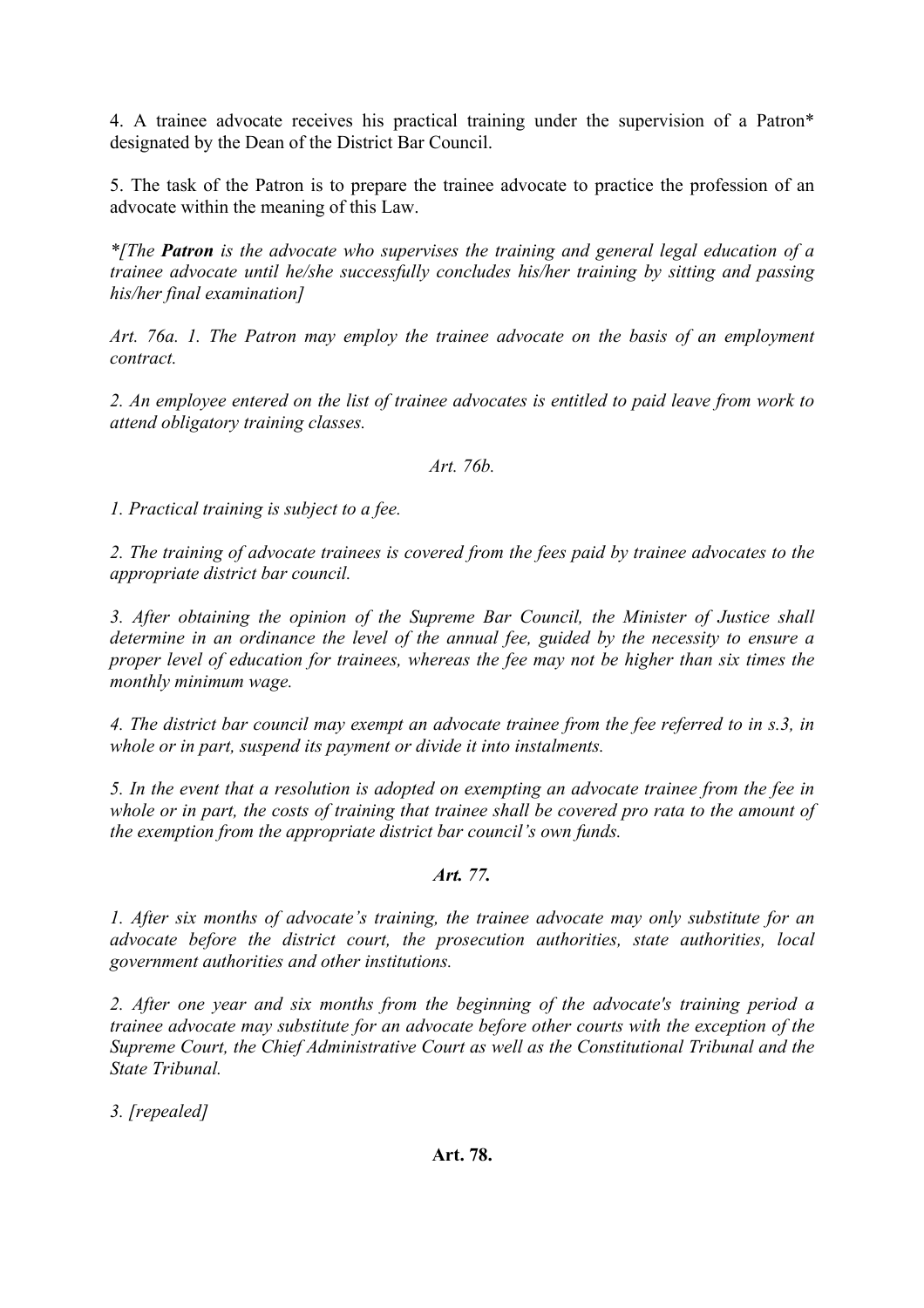4. A trainee advocate receives his practical training under the supervision of a Patron* designated by the Dean of the District Bar Council.

5. The task of the Patron is to prepare the trainee advocate to practice the profession of an advocate within the meaning of this Law.

*\*[The **Patron** is the advocate who supervises the training and general legal education of a trainee advocate until he/she successfully concludes his/her training by sitting and passing his/her final examination]*

*Art. 76a. 1. The Patron may employ the trainee advocate on the basis of an employment contract.*

*2. An employee entered on the list of trainee advocates is entitled to paid leave from work to attend obligatory training classes.*

*Art. 76b.*

*1. Practical training is subject to a fee.*

*2. The training of advocate trainees is covered from the fees paid by trainee advocates to the appropriate district bar council.*

*3. After obtaining the opinion of the Supreme Bar Council, the Minister of Justice shall determine in an ordinance the level of the annual fee, guided by the necessity to ensure a proper level of education for trainees, whereas the fee may not be higher than six times the monthly minimum wage.*

*4. The district bar council may exempt an advocate trainee from the fee referred to in s.3, in whole or in part, suspend its payment or divide it into instalments.*

*5. In the event that a resolution is adopted on exempting an advocate trainee from the fee in whole or in part, the costs of training that trainee shall be covered pro rata to the amount of the exemption from the appropriate district bar council's own funds.*

***Art. 77.***

*1. After six months of advocate's training, the trainee advocate may only substitute for an advocate before the district court, the prosecution authorities, state authorities, local government authorities and other institutions.*

*2. After one year and six months from the beginning of the advocate's training period a trainee advocate may substitute for an advocate before other courts with the exception of the Supreme Court, the Chief Administrative Court as well as the Constitutional Tribunal and the State Tribunal.*

*3. [repealed]*

**Art. 78.**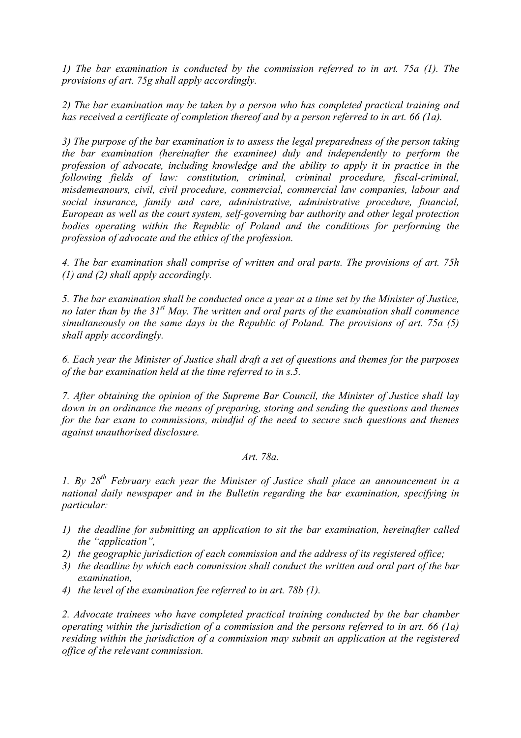*1) The bar examination is conducted by the commission referred to in art. 75a (1). The provisions of art. 75g shall apply accordingly.*

*2) The bar examination may be taken by a person who has completed practical training and has received a certificate of completion thereof and by a person referred to in art. 66 (1a).*

*3) The purpose of the bar examination is to assess the legal preparedness of the person taking the bar examination (hereinafter the examinee) duly and independently to perform the profession of advocate, including knowledge and the ability to apply it in practice in the following fields of law: constitution, criminal, criminal procedure, fiscal-criminal, misdemeanours, civil, civil procedure, commercial, commercial law companies, labour and social insurance, family and care, administrative, administrative procedure, financial, European as well as the court system, self-governing bar authority and other legal protection bodies operating within the Republic of Poland and the conditions for performing the profession of advocate and the ethics of the profession.*

*4. The bar examination shall comprise of written and oral parts. The provisions of art. 75h (1) and (2) shall apply accordingly.*

*5. The bar examination shall be conducted once a year at a time set by the Minister of Justice, no later than by the 31st May. The written and oral parts of the examination shall commence simultaneously on the same days in the Republic of Poland. The provisions of art. 75a (5) shall apply accordingly.*

*6. Each year the Minister of Justice shall draft a set of questions and themes for the purposes of the bar examination held at the time referred to in s.5.*

*7. After obtaining the opinion of the Supreme Bar Council, the Minister of Justice shall lay down in an ordinance the means of preparing, storing and sending the questions and themes for the bar exam to commissions, mindful of the need to secure such questions and themes against unauthorised disclosure.*

*Art. 78a.*

*1. By 28th February each year the Minister of Justice shall place an announcement in a national daily newspaper and in the Bulletin regarding the bar examination, specifying in particular:*

1) *the deadline for submitting an application to sit the bar examination, hereinafter called the "application",*
2) *the geographic jurisdiction of each commission and the address of its registered office;*
3) *the deadline by which each commission shall conduct the written and oral part of the bar examination,*
4) *the level of the examination fee referred to in art. 78b (1).*

*2. Advocate trainees who have completed practical training conducted by the bar chamber operating within the jurisdiction of a commission and the persons referred to in art. 66 (1a) residing within the jurisdiction of a commission may submit an application at the registered office of the relevant commission.*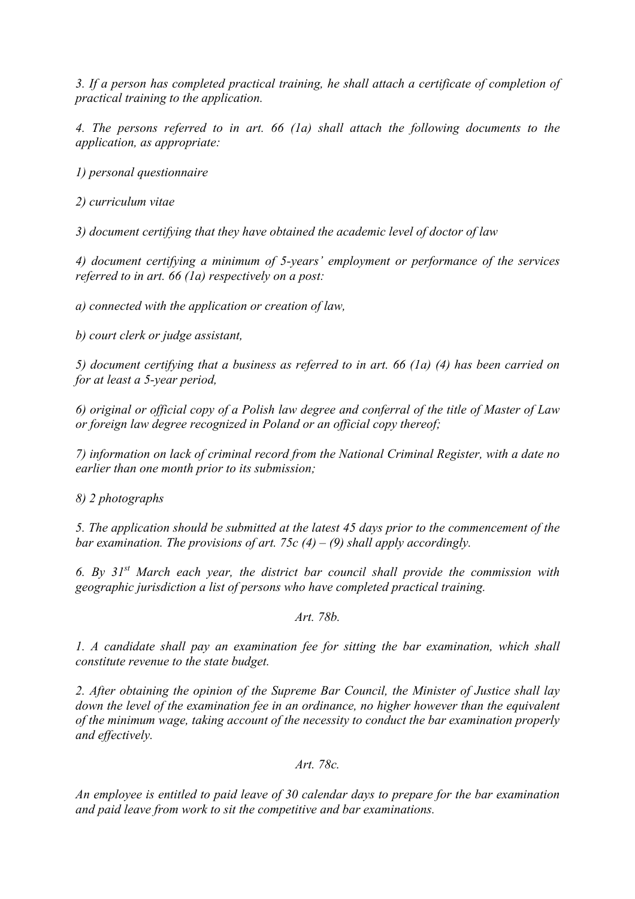*3. If a person has completed practical training, he shall attach a certificate of completion of practical training to the application.*

*4. The persons referred to in art. 66 (1a) shall attach the following documents to the application, as appropriate:*

*1) personal questionnaire*

*2) curriculum vitae*

*3) document certifying that they have obtained the academic level of doctor of law*

*4) document certifying a minimum of 5-years' employment or performance of the services referred to in art. 66 (1a) respectively on a post:*

*a) connected with the application or creation of law,*

*b) court clerk or judge assistant,*

*5) document certifying that a business as referred to in art. 66 (1a) (4) has been carried on for at least a 5-year period,*

*6) original or official copy of a Polish law degree and conferral of the title of Master of Law or foreign law degree recognized in Poland or an official copy thereof;*

*7) information on lack of criminal record from the National Criminal Register, with a date no earlier than one month prior to its submission;*

*8) 2 photographs*

*5. The application should be submitted at the latest 45 days prior to the commencement of the bar examination. The provisions of art. 75c (4) – (9) shall apply accordingly.*

*6. By 31st March each year, the district bar council shall provide the commission with geographic jurisdiction a list of persons who have completed practical training.*

*Art. 78b.*

*1. A candidate shall pay an examination fee for sitting the bar examination, which shall constitute revenue to the state budget.*

*2. After obtaining the opinion of the Supreme Bar Council, the Minister of Justice shall lay down the level of the examination fee in an ordinance, no higher however than the equivalent of the minimum wage, taking account of the necessity to conduct the bar examination properly and effectively.*

*Art. 78c.*

*An employee is entitled to paid leave of 30 calendar days to prepare for the bar examination and paid leave from work to sit the competitive and bar examinations.*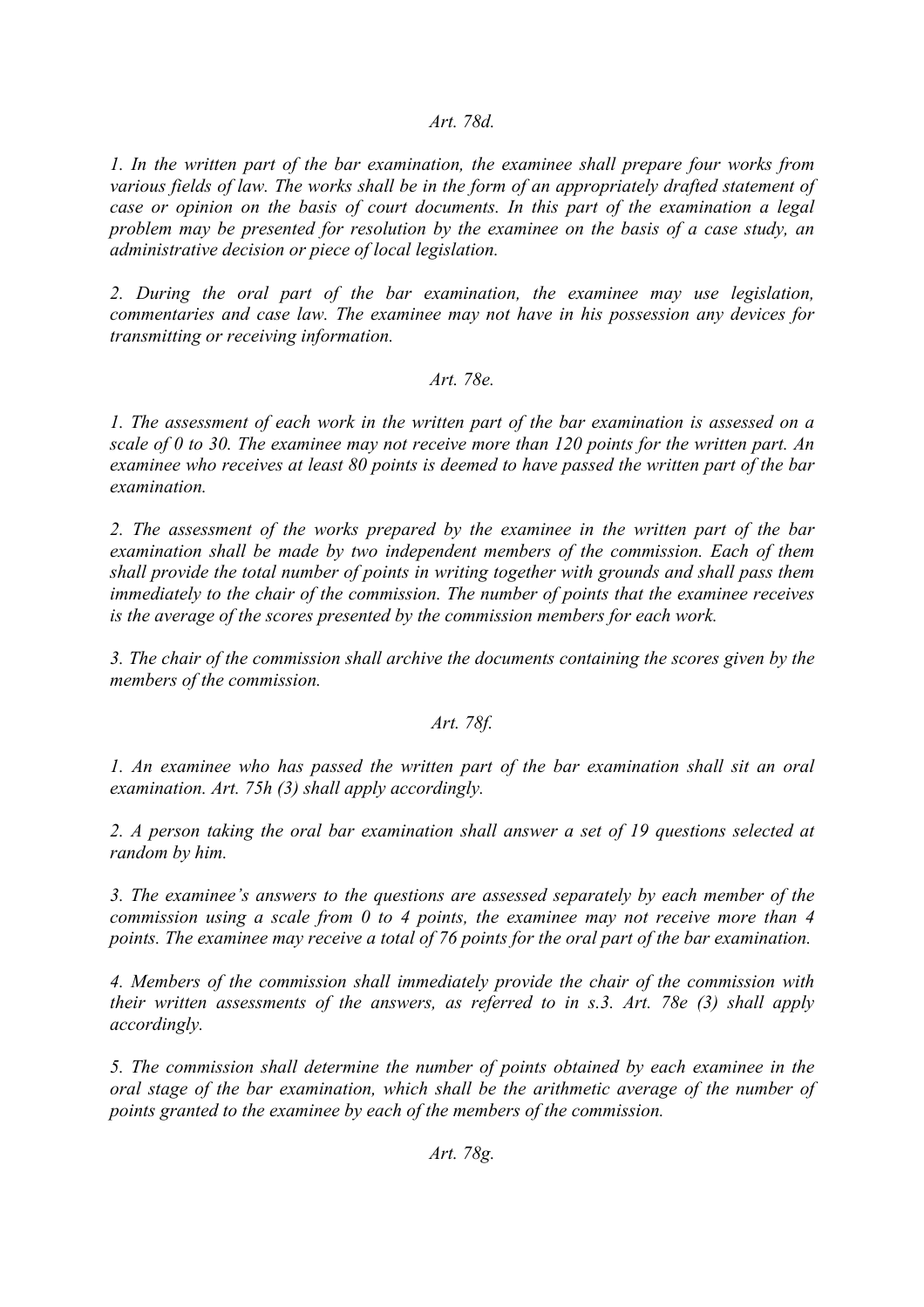*Art. 78d.*

*1. In the written part of the bar examination, the examinee shall prepare four works from various fields of law. The works shall be in the form of an appropriately drafted statement of case or opinion on the basis of court documents. In this part of the examination a legal problem may be presented for resolution by the examinee on the basis of a case study, an administrative decision or piece of local legislation.*

*2. During the oral part of the bar examination, the examinee may use legislation, commentaries and case law. The examinee may not have in his possession any devices for transmitting or receiving information.*

*Art. 78e.*

*1. The assessment of each work in the written part of the bar examination is assessed on a scale of 0 to 30. The examinee may not receive more than 120 points for the written part. An examinee who receives at least 80 points is deemed to have passed the written part of the bar examination.*

*2. The assessment of the works prepared by the examinee in the written part of the bar examination shall be made by two independent members of the commission. Each of them shall provide the total number of points in writing together with grounds and shall pass them immediately to the chair of the commission. The number of points that the examinee receives is the average of the scores presented by the commission members for each work.*

*3. The chair of the commission shall archive the documents containing the scores given by the members of the commission.*

*Art. 78f.*

*1. An examinee who has passed the written part of the bar examination shall sit an oral examination. Art. 75h (3) shall apply accordingly.*

*2. A person taking the oral bar examination shall answer a set of 19 questions selected at random by him.*

*3. The examinee's answers to the questions are assessed separately by each member of the commission using a scale from 0 to 4 points, the examinee may not receive more than 4 points. The examinee may receive a total of 76 points for the oral part of the bar examination.*

*4. Members of the commission shall immediately provide the chair of the commission with their written assessments of the answers, as referred to in s.3. Art. 78e (3) shall apply accordingly.*

*5. The commission shall determine the number of points obtained by each examinee in the oral stage of the bar examination, which shall be the arithmetic average of the number of points granted to the examinee by each of the members of the commission.*

*Art. 78g.*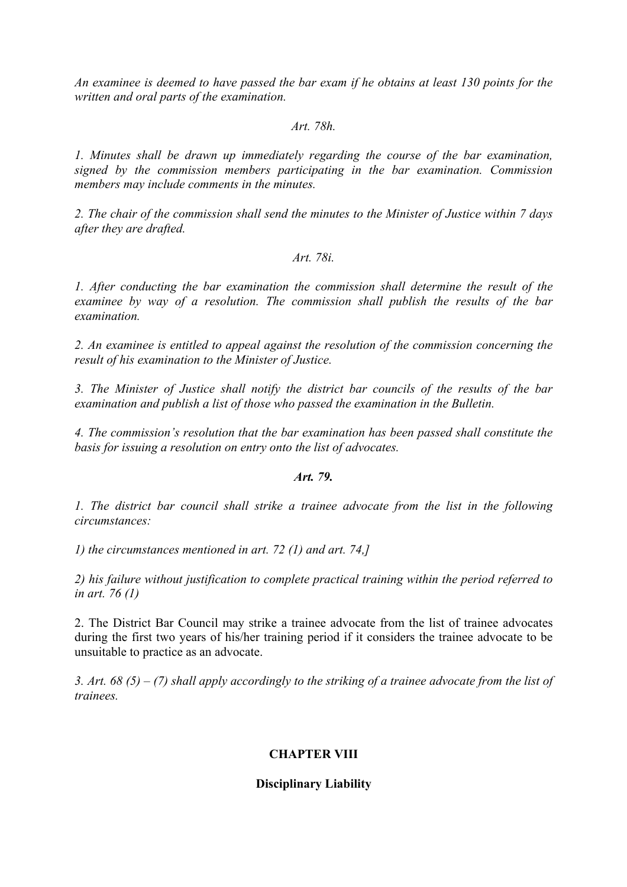*An examinee is deemed to have passed the bar exam if he obtains at least 130 points for the written and oral parts of the examination.*

*Art. 78h.*

*1. Minutes shall be drawn up immediately regarding the course of the bar examination, signed by the commission members participating in the bar examination. Commission members may include comments in the minutes.*

*2. The chair of the commission shall send the minutes to the Minister of Justice within 7 days after they are drafted.*

*Art. 78i.*

*1. After conducting the bar examination the commission shall determine the result of the examinee by way of a resolution. The commission shall publish the results of the bar examination.*

*2. An examinee is entitled to appeal against the resolution of the commission concerning the result of his examination to the Minister of Justice.*

*3. The Minister of Justice shall notify the district bar councils of the results of the bar examination and publish a list of those who passed the examination in the Bulletin.*

*4. The commission's resolution that the bar examination has been passed shall constitute the basis for issuing a resolution on entry onto the list of advocates.*

***Art. 79.***

*1. The district bar council shall strike a trainee advocate from the list in the following circumstances:*

*1) the circumstances mentioned in art. 72 (1) and art. 74,]*

*2) his failure without justification to complete practical training within the period referred to in art. 76 (1)*

2. The District Bar Council may strike a trainee advocate from the list of trainee advocates during the first two years of his/her training period if it considers the trainee advocate to be unsuitable to practice as an advocate.

*3. Art. 68 (5) – (7) shall apply accordingly to the striking of a trainee advocate from the list of trainees.*

## CHAPTER VIII

### Disciplinary Liability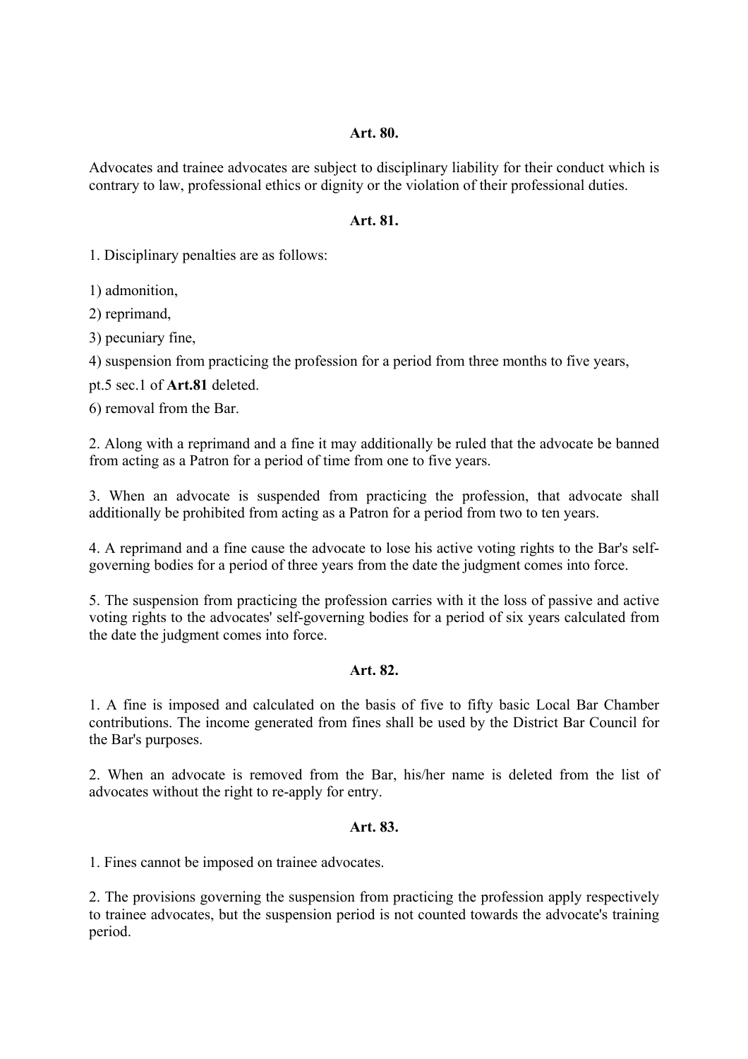**Art. 80.**

Advocates and trainee advocates are subject to disciplinary liability for their conduct which is contrary to law, professional ethics or dignity or the violation of their professional duties.

**Art. 81.**

1. Disciplinary penalties are as follows:

1) admonition,

2) reprimand,

3) pecuniary fine,

4) suspension from practicing the profession for a period from three months to five years,

pt.5 sec.1 of **Art.81** deleted.

6) removal from the Bar.

2. Along with a reprimand and a fine it may additionally be ruled that the advocate be banned from acting as a Patron for a period of time from one to five years.

3. When an advocate is suspended from practicing the profession, that advocate shall additionally be prohibited from acting as a Patron for a period from two to ten years.

4. A reprimand and a fine cause the advocate to lose his active voting rights to the Bar's self-governing bodies for a period of three years from the date the judgment comes into force.

5. The suspension from practicing the profession carries with it the loss of passive and active voting rights to the advocates' self-governing bodies for a period of six years calculated from the date the judgment comes into force.

**Art. 82.**

1. A fine is imposed and calculated on the basis of five to fifty basic Local Bar Chamber contributions. The income generated from fines shall be used by the District Bar Council for the Bar's purposes.

2. When an advocate is removed from the Bar, his/her name is deleted from the list of advocates without the right to re-apply for entry.

**Art. 83.**

1. Fines cannot be imposed on trainee advocates.

2. The provisions governing the suspension from practicing the profession apply respectively to trainee advocates, but the suspension period is not counted towards the advocate's training period.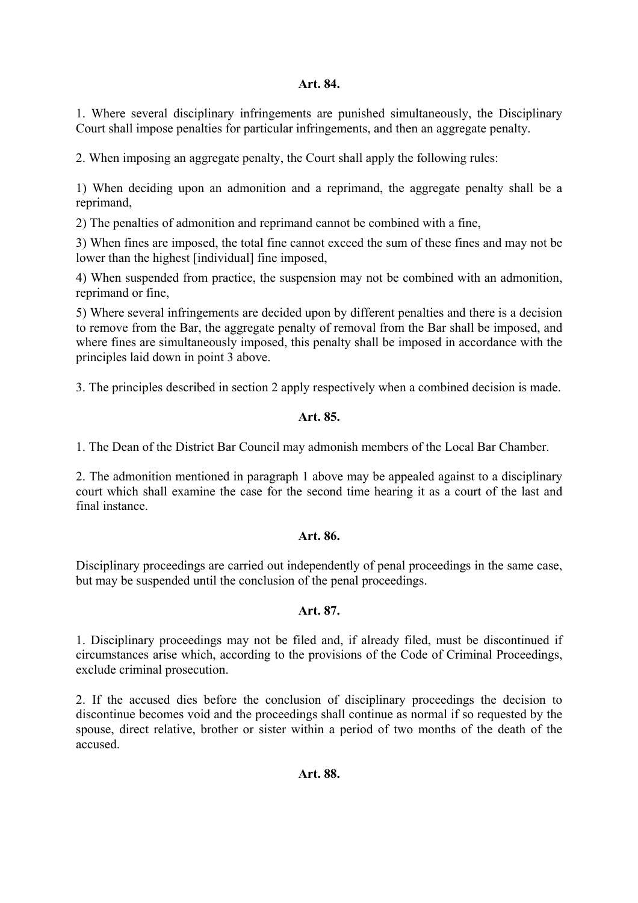**Art. 84.**

1. Where several disciplinary infringements are punished simultaneously, the Disciplinary Court shall impose penalties for particular infringements, and then an aggregate penalty.

2. When imposing an aggregate penalty, the Court shall apply the following rules:

1) When deciding upon an admonition and a reprimand, the aggregate penalty shall be a reprimand,

2) The penalties of admonition and reprimand cannot be combined with a fine,

3) When fines are imposed, the total fine cannot exceed the sum of these fines and may not be lower than the highest [individual] fine imposed,

4) When suspended from practice, the suspension may not be combined with an admonition, reprimand or fine,

5) Where several infringements are decided upon by different penalties and there is a decision to remove from the Bar, the aggregate penalty of removal from the Bar shall be imposed, and where fines are simultaneously imposed, this penalty shall be imposed in accordance with the principles laid down in point 3 above.

3. The principles described in section 2 apply respectively when a combined decision is made.

**Art. 85.**

1. The Dean of the District Bar Council may admonish members of the Local Bar Chamber.

2. The admonition mentioned in paragraph 1 above may be appealed against to a disciplinary court which shall examine the case for the second time hearing it as a court of the last and final instance.

**Art. 86.**

Disciplinary proceedings are carried out independently of penal proceedings in the same case, but may be suspended until the conclusion of the penal proceedings.

**Art. 87.**

1. Disciplinary proceedings may not be filed and, if already filed, must be discontinued if circumstances arise which, according to the provisions of the Code of Criminal Proceedings, exclude criminal prosecution.

2. If the accused dies before the conclusion of disciplinary proceedings the decision to discontinue becomes void and the proceedings shall continue as normal if so requested by the spouse, direct relative, brother or sister within a period of two months of the death of the accused.

**Art. 88.**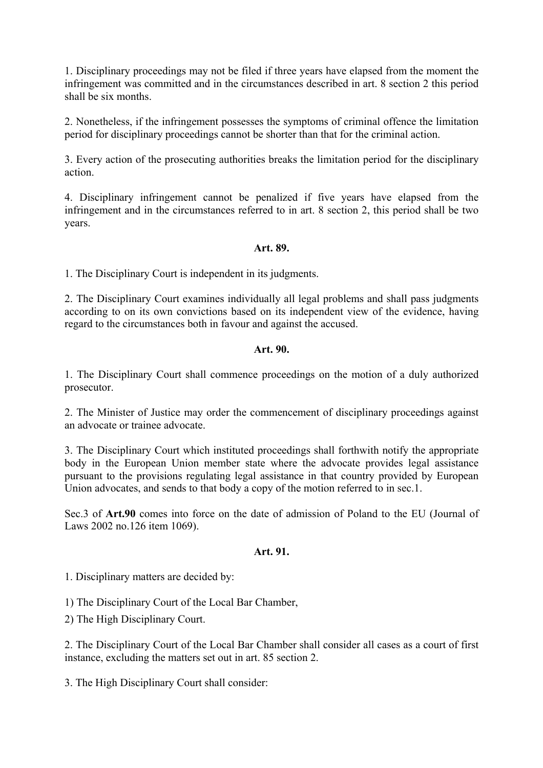1. Disciplinary proceedings may not be filed if three years have elapsed from the moment the infringement was committed and in the circumstances described in art. 8 section 2 this period shall be six months.

2. Nonetheless, if the infringement possesses the symptoms of criminal offence the limitation period for disciplinary proceedings cannot be shorter than that for the criminal action.

3. Every action of the prosecuting authorities breaks the limitation period for the disciplinary action.

4. Disciplinary infringement cannot be penalized if five years have elapsed from the infringement and in the circumstances referred to in art. 8 section 2, this period shall be two years.

**Art. 89.**

1. The Disciplinary Court is independent in its judgments.

2. The Disciplinary Court examines individually all legal problems and shall pass judgments according to on its own convictions based on its independent view of the evidence, having regard to the circumstances both in favour and against the accused.

**Art. 90.**

1. The Disciplinary Court shall commence proceedings on the motion of a duly authorized prosecutor.

2. The Minister of Justice may order the commencement of disciplinary proceedings against an advocate or trainee advocate.

3. The Disciplinary Court which instituted proceedings shall forthwith notify the appropriate body in the European Union member state where the advocate provides legal assistance pursuant to the provisions regulating legal assistance in that country provided by European Union advocates, and sends to that body a copy of the motion referred to in sec.1.

Sec.3 of **Art.90** comes into force on the date of admission of Poland to the EU (Journal of Laws 2002 no.126 item 1069).

**Art. 91.**

1. Disciplinary matters are decided by:

1) The Disciplinary Court of the Local Bar Chamber,

2) The High Disciplinary Court.

2. The Disciplinary Court of the Local Bar Chamber shall consider all cases as a court of first instance, excluding the matters set out in art. 85 section 2.

3. The High Disciplinary Court shall consider: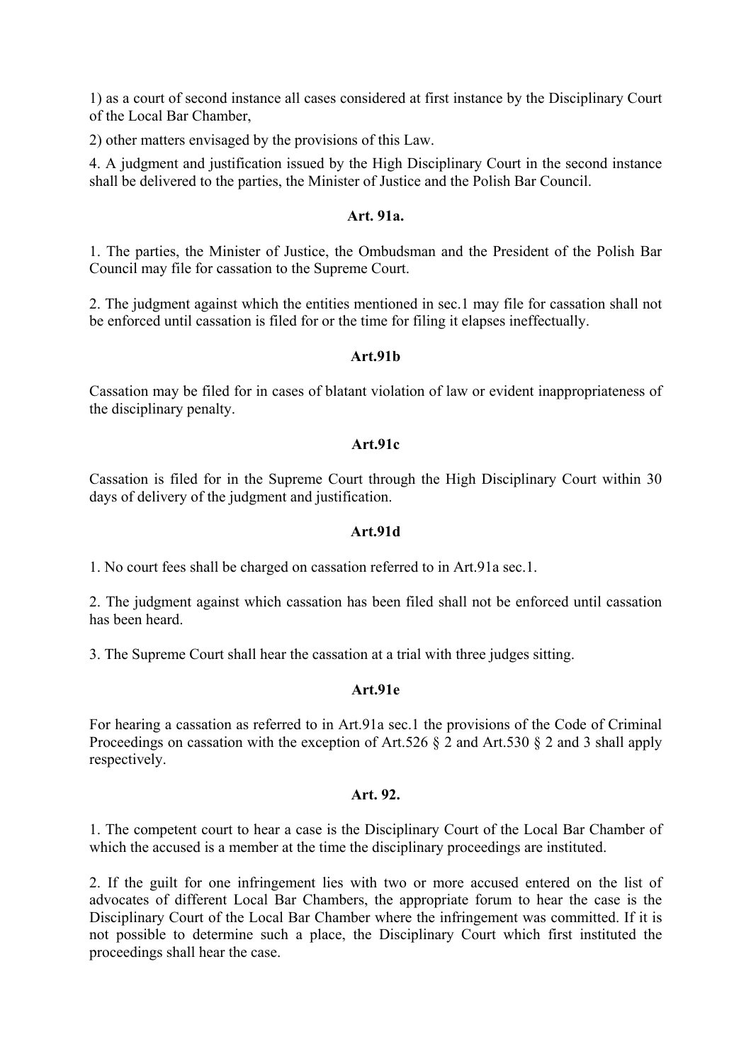1) as a court of second instance all cases considered at first instance by the Disciplinary Court of the Local Bar Chamber,

2) other matters envisaged by the provisions of this Law.

4. A judgment and justification issued by the High Disciplinary Court in the second instance shall be delivered to the parties, the Minister of Justice and the Polish Bar Council.

### Art. 91a.

1. The parties, the Minister of Justice, the Ombudsman and the President of the Polish Bar Council may file for cassation to the Supreme Court.

2. The judgment against which the entities mentioned in sec.1 may file for cassation shall not be enforced until cassation is filed for or the time for filing it elapses ineffectually.

### Art.91b

Cassation may be filed for in cases of blatant violation of law or evident inappropriateness of the disciplinary penalty.

### Art.91c

Cassation is filed for in the Supreme Court through the High Disciplinary Court within 30 days of delivery of the judgment and justification.

### Art.91d

1. No court fees shall be charged on cassation referred to in Art.91a sec.1.

2. The judgment against which cassation has been filed shall not be enforced until cassation has been heard.

3. The Supreme Court shall hear the cassation at a trial with three judges sitting.

### Art.91e

For hearing a cassation as referred to in Art.91a sec.1 the provisions of the Code of Criminal Proceedings on cassation with the exception of Art.526 § 2 and Art.530 § 2 and 3 shall apply respectively.

### Art. 92.

1. The competent court to hear a case is the Disciplinary Court of the Local Bar Chamber of which the accused is a member at the time the disciplinary proceedings are instituted.

2. If the guilt for one infringement lies with two or more accused entered on the list of advocates of different Local Bar Chambers, the appropriate forum to hear the case is the Disciplinary Court of the Local Bar Chamber where the infringement was committed. If it is not possible to determine such a place, the Disciplinary Court which first instituted the proceedings shall hear the case.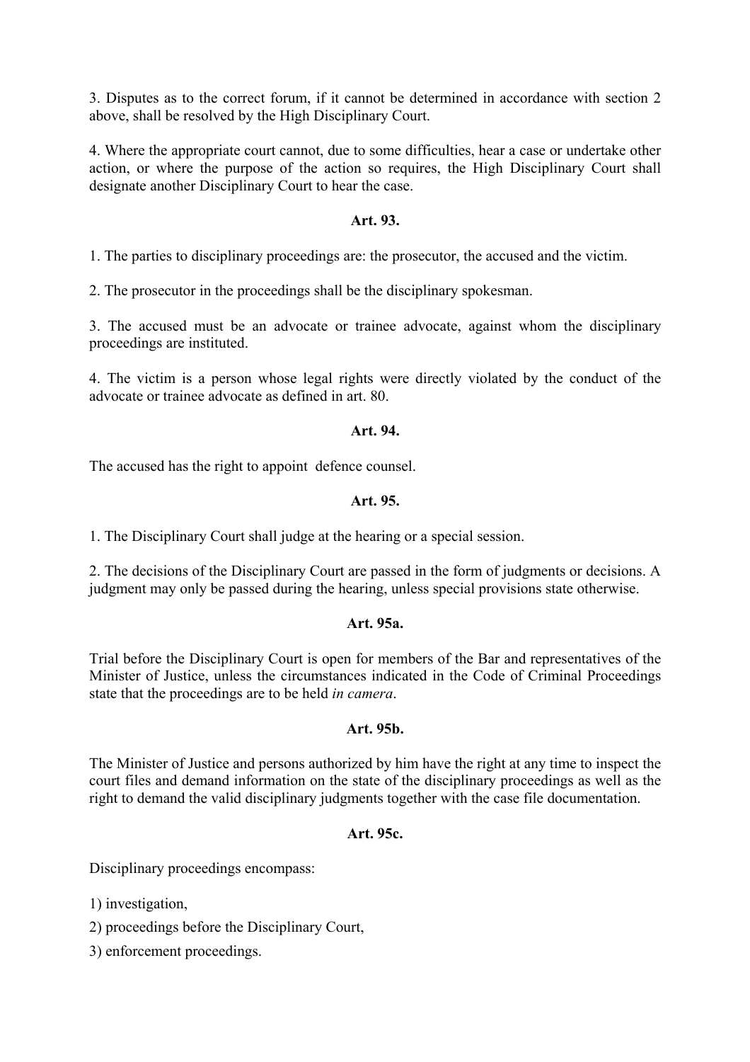3. Disputes as to the correct forum, if it cannot be determined in accordance with section 2 above, shall be resolved by the High Disciplinary Court.

4. Where the appropriate court cannot, due to some difficulties, hear a case or undertake other action, or where the purpose of the action so requires, the High Disciplinary Court shall designate another Disciplinary Court to hear the case.

**Art. 93.**

1. The parties to disciplinary proceedings are: the prosecutor, the accused and the victim.

2. The prosecutor in the proceedings shall be the disciplinary spokesman.

3. The accused must be an advocate or trainee advocate, against whom the disciplinary proceedings are instituted.

4. The victim is a person whose legal rights were directly violated by the conduct of the advocate or trainee advocate as defined in art. 80.

**Art. 94.**

The accused has the right to appoint defence counsel.

**Art. 95.**

1. The Disciplinary Court shall judge at the hearing or a special session.

2. The decisions of the Disciplinary Court are passed in the form of judgments or decisions. A judgment may only be passed during the hearing, unless special provisions state otherwise.

**Art. 95a.**

Trial before the Disciplinary Court is open for members of the Bar and representatives of the Minister of Justice, unless the circumstances indicated in the Code of Criminal Proceedings state that the proceedings are to be held *in camera*.

**Art. 95b.**

The Minister of Justice and persons authorized by him have the right at any time to inspect the court files and demand information on the state of the disciplinary proceedings as well as the right to demand the valid disciplinary judgments together with the case file documentation.

**Art. 95c.**

Disciplinary proceedings encompass:

1) investigation,

2) proceedings before the Disciplinary Court,

3) enforcement proceedings.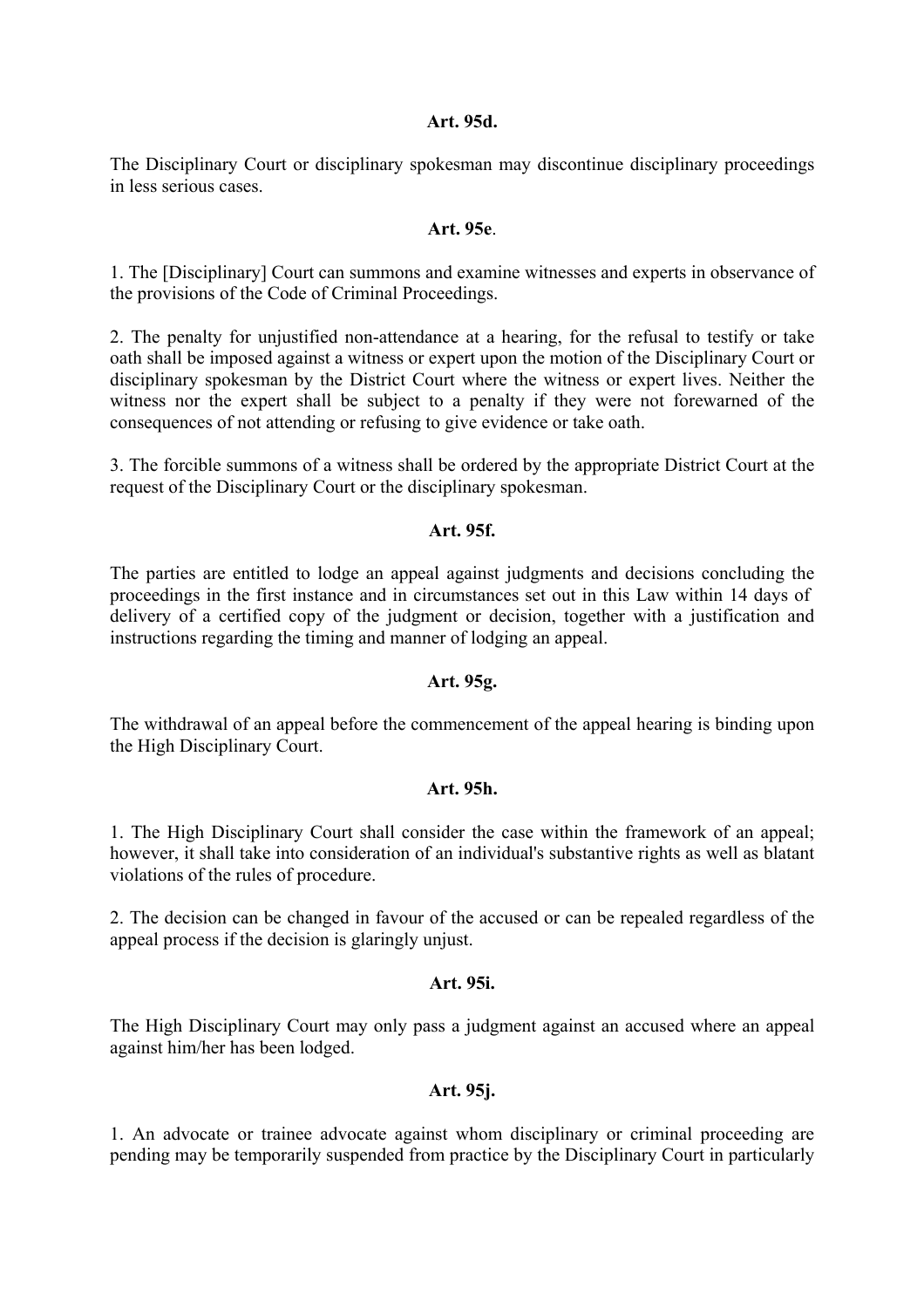**Art. 95d.**

The Disciplinary Court or disciplinary spokesman may discontinue disciplinary proceedings in less serious cases.

**Art. 95e**.

1. The [Disciplinary] Court can summons and examine witnesses and experts in observance of the provisions of the Code of Criminal Proceedings.

2. The penalty for unjustified non-attendance at a hearing, for the refusal to testify or take oath shall be imposed against a witness or expert upon the motion of the Disciplinary Court or disciplinary spokesman by the District Court where the witness or expert lives. Neither the witness nor the expert shall be subject to a penalty if they were not forewarned of the consequences of not attending or refusing to give evidence or take oath.

3. The forcible summons of a witness shall be ordered by the appropriate District Court at the request of the Disciplinary Court or the disciplinary spokesman.

**Art. 95f.**

The parties are entitled to lodge an appeal against judgments and decisions concluding the proceedings in the first instance and in circumstances set out in this Law within 14 days of delivery of a certified copy of the judgment or decision, together with a justification and instructions regarding the timing and manner of lodging an appeal.

**Art. 95g.**

The withdrawal of an appeal before the commencement of the appeal hearing is binding upon the High Disciplinary Court.

**Art. 95h.**

1. The High Disciplinary Court shall consider the case within the framework of an appeal; however, it shall take into consideration of an individual's substantive rights as well as blatant violations of the rules of procedure.

2. The decision can be changed in favour of the accused or can be repealed regardless of the appeal process if the decision is glaringly unjust.

**Art. 95i.**

The High Disciplinary Court may only pass a judgment against an accused where an appeal against him/her has been lodged.

**Art. 95j.**

1. An advocate or trainee advocate against whom disciplinary or criminal proceeding are pending may be temporarily suspended from practice by the Disciplinary Court in particularly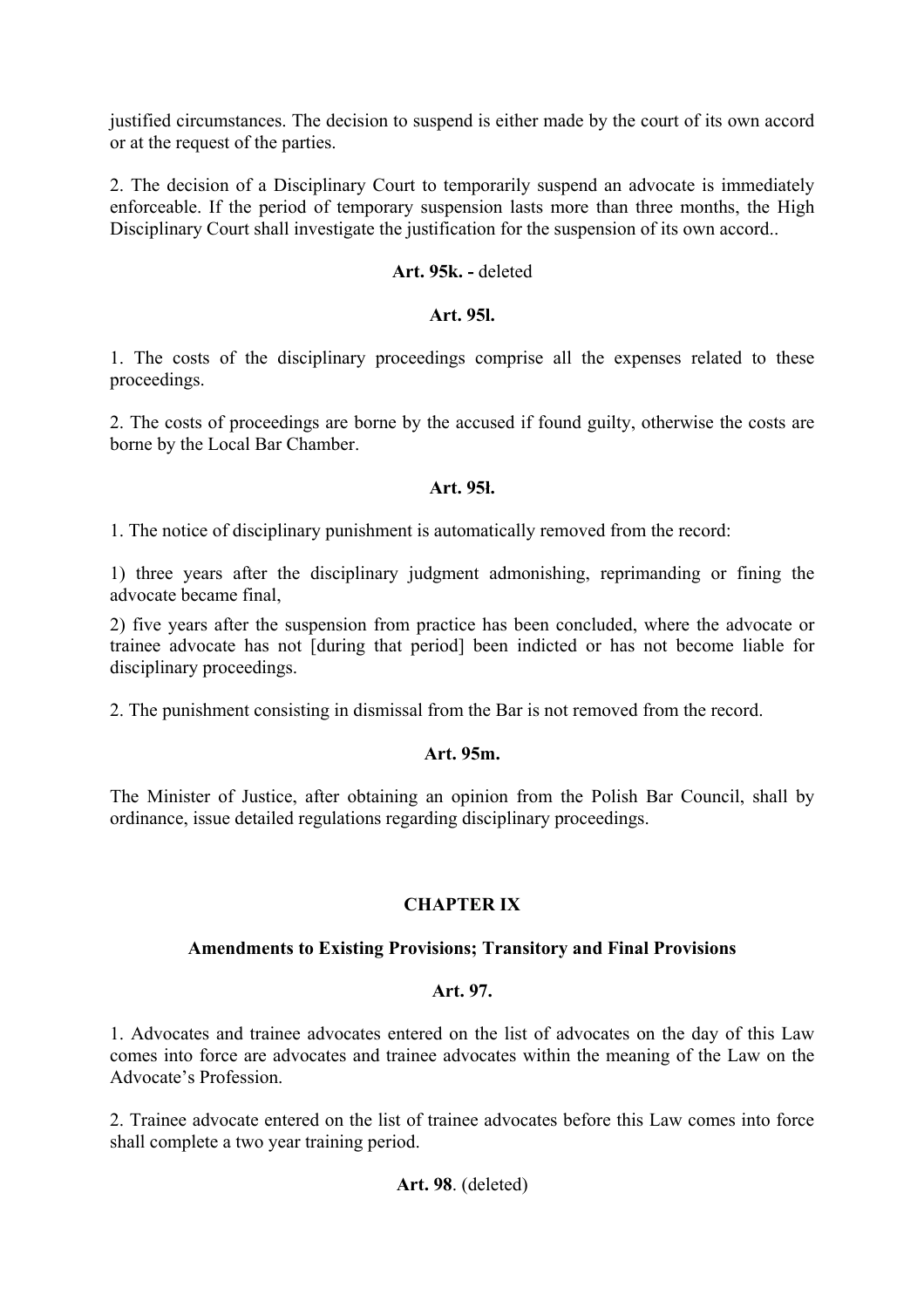justified circumstances. The decision to suspend is either made by the court of its own accord or at the request of the parties.

2. The decision of a Disciplinary Court to temporarily suspend an advocate is immediately enforceable. If the period of temporary suspension lasts more than three months, the High Disciplinary Court shall investigate the justification for the suspension of its own accord..

**Art. 95k. -** deleted

**Art. 95l.**

1. The costs of the disciplinary proceedings comprise all the expenses related to these proceedings.

2. The costs of proceedings are borne by the accused if found guilty, otherwise the costs are borne by the Local Bar Chamber.

**Art. 95ł.**

1. The notice of disciplinary punishment is automatically removed from the record:

1) three years after the disciplinary judgment admonishing, reprimanding or fining the advocate became final,

2) five years after the suspension from practice has been concluded, where the advocate or trainee advocate has not [during that period] been indicted or has not become liable for disciplinary proceedings.

2. The punishment consisting in dismissal from the Bar is not removed from the record.

**Art. 95m.**

The Minister of Justice, after obtaining an opinion from the Polish Bar Council, shall by ordinance, issue detailed regulations regarding disciplinary proceedings.

## CHAPTER IX

### Amendments to Existing Provisions; Transitory and Final Provisions

**Art. 97.**

1. Advocates and trainee advocates entered on the list of advocates on the day of this Law comes into force are advocates and trainee advocates within the meaning of the Law on the Advocate's Profession.

2. Trainee advocate entered on the list of trainee advocates before this Law comes into force shall complete a two year training period.

**Art. 98**. (deleted)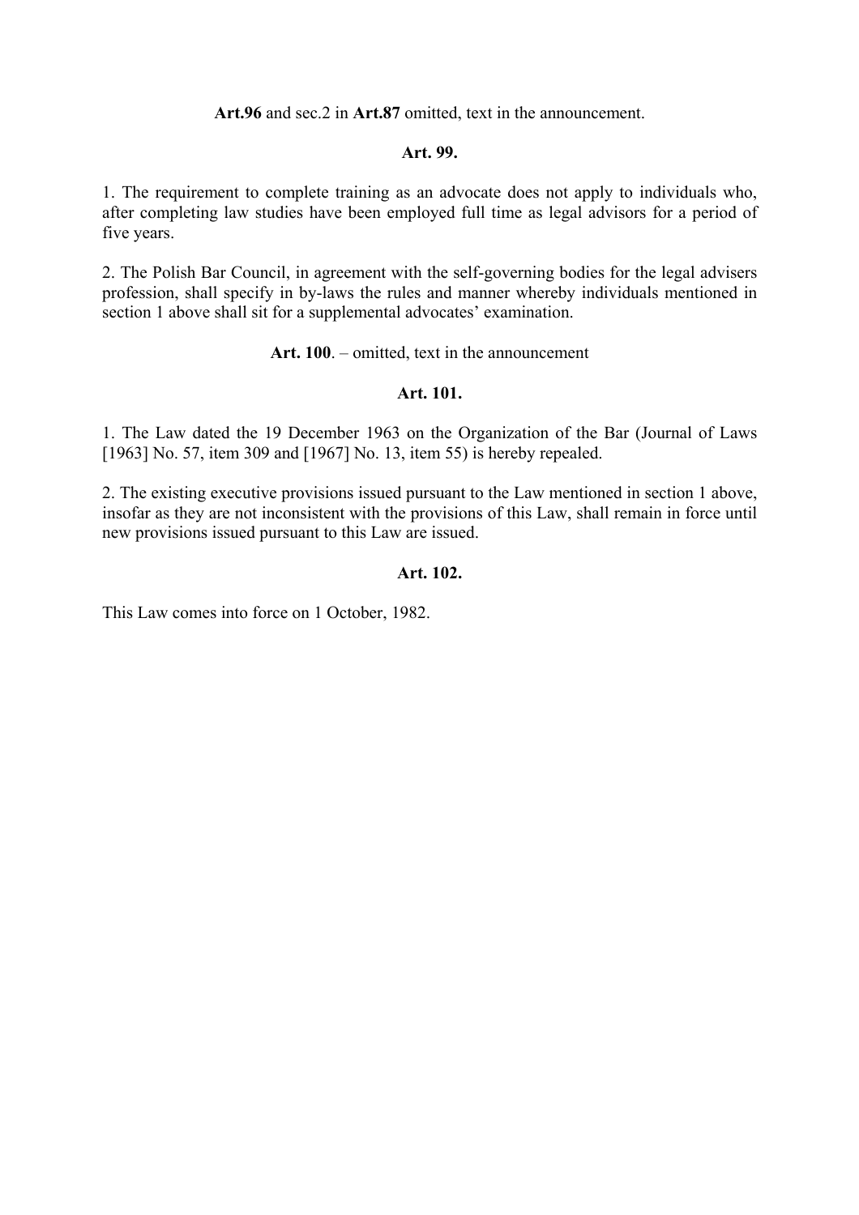**Art.96** and sec.2 in **Art.87** omitted, text in the announcement.

**Art. 99.**

1. The requirement to complete training as an advocate does not apply to individuals who, after completing law studies have been employed full time as legal advisors for a period of five years.

2. The Polish Bar Council, in agreement with the self-governing bodies for the legal advisers profession, shall specify in by-laws the rules and manner whereby individuals mentioned in section 1 above shall sit for a supplemental advocates' examination.

**Art. 100**. – omitted, text in the announcement

**Art. 101.**

1. The Law dated the 19 December 1963 on the Organization of the Bar (Journal of Laws [1963] No. 57, item 309 and [1967] No. 13, item 55) is hereby repealed.

2. The existing executive provisions issued pursuant to the Law mentioned in section 1 above, insofar as they are not inconsistent with the provisions of this Law, shall remain in force until new provisions issued pursuant to this Law are issued.

**Art. 102.**

This Law comes into force on 1 October, 1982.